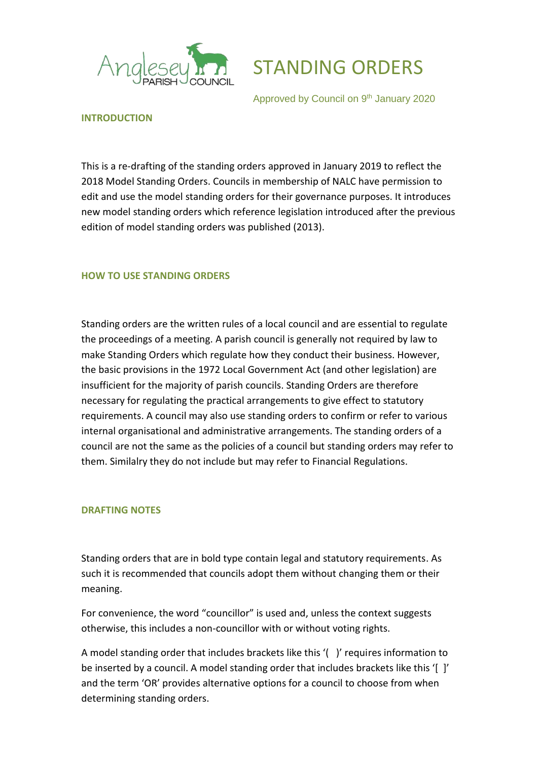Anglesey PARISH COUNCIL

# STANDING ORDERS

Approved by Council on 9th January 2020

## INTRODUCTION

This is a re-drafting of the standing orders approved in January 2019 to reflect the 2018 Model Standing Orders. Councils in membership of NALC have permission to edit and use the model standing orders for their governance purposes. It introduces new model standing orders which reference legislation introduced after the previous edition of model standing orders was published (2013).

## HOW TO USE STANDING ORDERS

Standing orders are the written rules of a local council and are essential to regulate the proceedings of a meeting. A parish council is generally not required by law to make Standing Orders which regulate how they conduct their business. However, the basic provisions in the 1972 Local Government Act (and other legislation) are insufficient for the majority of parish councils. Standing Orders are therefore necessary for regulating the practical arrangements to give effect to statutory requirements. A council may also use standing orders to confirm or refer to various internal organisational and administrative arrangements. The standing orders of a council are not the same as the policies of a council but standing orders may refer to them. Similalry they do not include but may refer to Financial Regulations.

## DRAFTING NOTES

Standing orders that are in bold type contain legal and statutory requirements. As such it is recommended that councils adopt them without changing them or their meaning.

For convenience, the word "councillor" is used and, unless the context suggests otherwise, this includes a non-councillor with or without voting rights.

A model standing order that includes brackets like this '( )' requires information to be inserted by a council. A model standing order that includes brackets like this '[ ]' and the term 'OR' provides alternative options for a council to choose from when determining standing orders.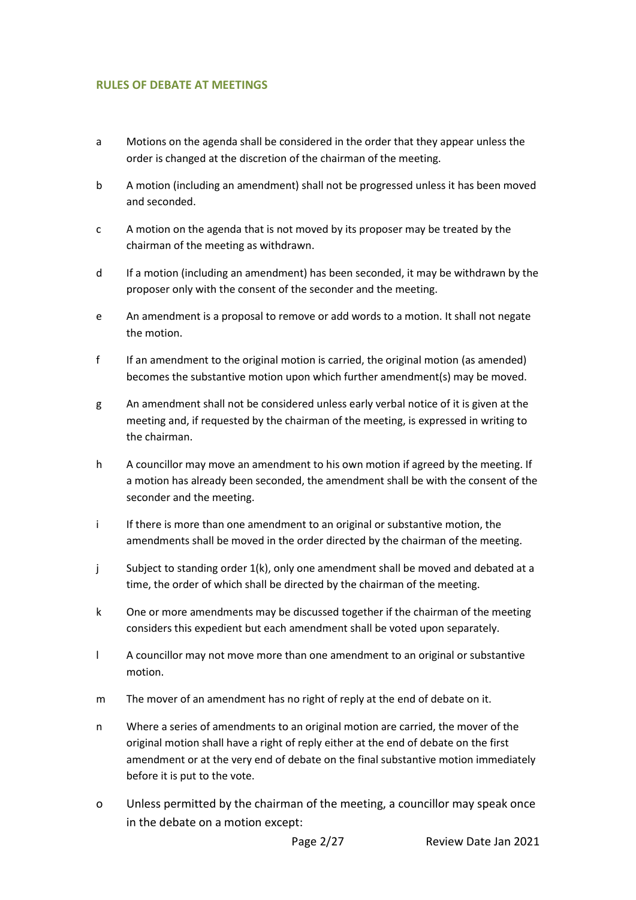## RULES OF DEBATE AT MEETINGS

a Motions on the agenda shall be considered in the order that they appear unless the order is changed at the discretion of the chairman of the meeting.

b A motion (including an amendment) shall not be progressed unless it has been moved and seconded.

c A motion on the agenda that is not moved by its proposer may be treated by the chairman of the meeting as withdrawn.

d If a motion (including an amendment) has been seconded, it may be withdrawn by the proposer only with the consent of the seconder and the meeting.

e An amendment is a proposal to remove or add words to a motion. It shall not negate the motion.

f If an amendment to the original motion is carried, the original motion (as amended) becomes the substantive motion upon which further amendment(s) may be moved.

g An amendment shall not be considered unless early verbal notice of it is given at the meeting and, if requested by the chairman of the meeting, is expressed in writing to the chairman.

h A councillor may move an amendment to his own motion if agreed by the meeting. If a motion has already been seconded, the amendment shall be with the consent of the seconder and the meeting.

i If there is more than one amendment to an original or substantive motion, the amendments shall be moved in the order directed by the chairman of the meeting.

j Subject to standing order 1(k), only one amendment shall be moved and debated at a time, the order of which shall be directed by the chairman of the meeting.

k One or more amendments may be discussed together if the chairman of the meeting considers this expedient but each amendment shall be voted upon separately.

l A councillor may not move more than one amendment to an original or substantive motion.

m The mover of an amendment has no right of reply at the end of debate on it.

n Where a series of amendments to an original motion are carried, the mover of the original motion shall have a right of reply either at the end of debate on the first amendment or at the very end of debate on the final substantive motion immediately before it is put to the vote.

o Unless permitted by the chairman of the meeting, a councillor may speak once in the debate on a motion except: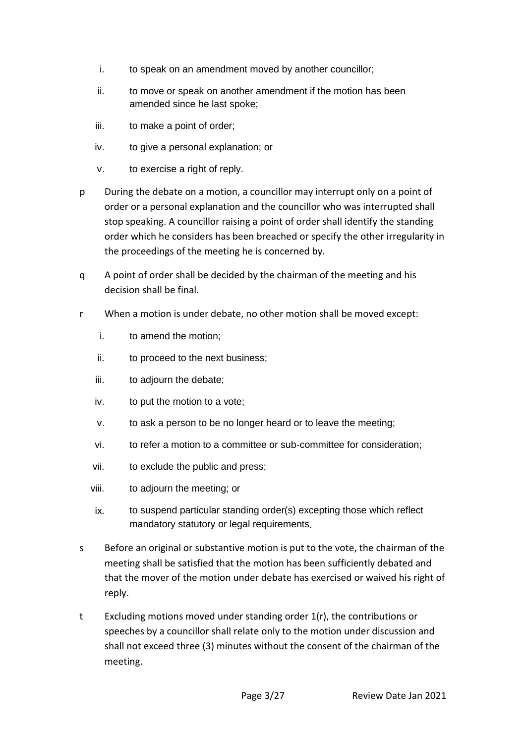i. to speak on an amendment moved by another councillor;
ii. to move or speak on another amendment if the motion has been amended since he last spoke;
iii. to make a point of order;
iv. to give a personal explanation; or
v. to exercise a right of reply.

p During the debate on a motion, a councillor may interrupt only on a point of order or a personal explanation and the councillor who was interrupted shall stop speaking. A councillor raising a point of order shall identify the standing order which he considers has been breached or specify the other irregularity in the proceedings of the meeting he is concerned by.

q A point of order shall be decided by the chairman of the meeting and his decision shall be final.

r When a motion is under debate, no other motion shall be moved except:

i. to amend the motion;
ii. to proceed to the next business;
iii. to adjourn the debate;
iv. to put the motion to a vote;
v. to ask a person to be no longer heard or to leave the meeting;
vi. to refer a motion to a committee or sub-committee for consideration;
vii. to exclude the public and press;
viii. to adjourn the meeting; or
ix. to suspend particular standing order(s) excepting those which reflect mandatory statutory or legal requirements.

s Before an original or substantive motion is put to the vote, the chairman of the meeting shall be satisfied that the motion has been sufficiently debated and that the mover of the motion under debate has exercised or waived his right of reply.

t Excluding motions moved under standing order 1(r), the contributions or speeches by a councillor shall relate only to the motion under discussion and shall not exceed three (3) minutes without the consent of the chairman of the meeting.

Review Date Jan 2021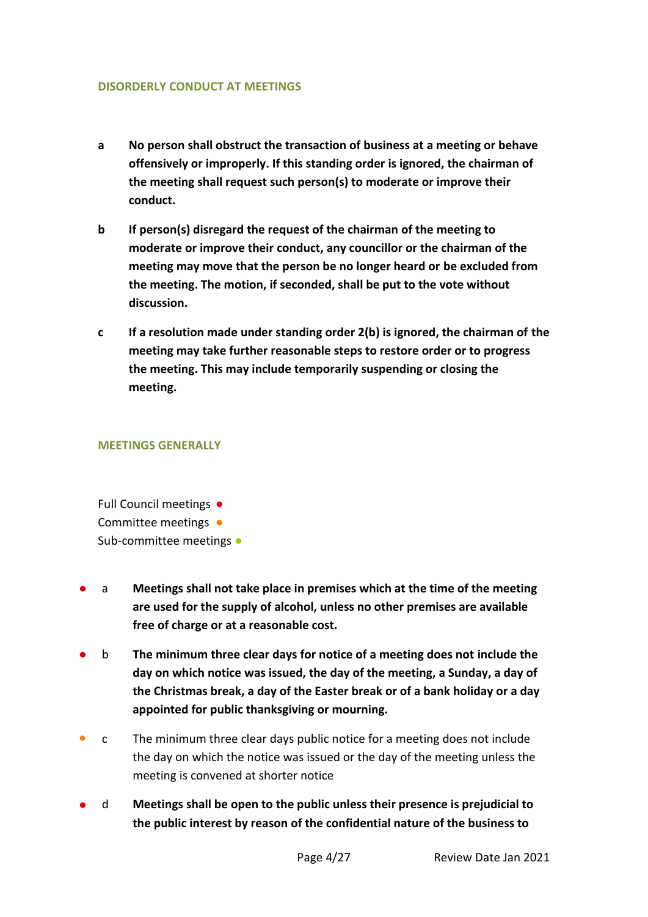## DISORDERLY CONDUCT AT MEETINGS

**a** **No person shall obstruct the transaction of business at a meeting or behave offensively or improperly. If this standing order is ignored, the chairman of the meeting shall request such person(s) to moderate or improve their conduct.**

**b** **If person(s) disregard the request of the chairman of the meeting to moderate or improve their conduct, any councillor or the chairman of the meeting may move that the person be no longer heard or be excluded from the meeting. The motion, if seconded, shall be put to the vote without discussion.**

**c** **If a resolution made under standing order 2(b) is ignored, the chairman of the meeting may take further reasonable steps to restore order or to progress the meeting. This may include temporarily suspending or closing the meeting.**

## MEETINGS GENERALLY

Full Council meetings ●
Committee meetings ●
Sub-committee meetings ●

● a **Meetings shall not take place in premises which at the time of the meeting are used for the supply of alcohol, unless no other premises are available free of charge or at a reasonable cost.**

● b **The minimum three clear days for notice of a meeting does not include the day on which notice was issued, the day of the meeting, a Sunday, a day of the Christmas break, a day of the Easter break or of a bank holiday or a day appointed for public thanksgiving or mourning.**

● c The minimum three clear days public notice for a meeting does not include the day on which the notice was issued or the day of the meeting unless the meeting is convened at shorter notice

● d **Meetings shall be open to the public unless their presence is prejudicial to the public interest by reason of the confidential nature of the business to**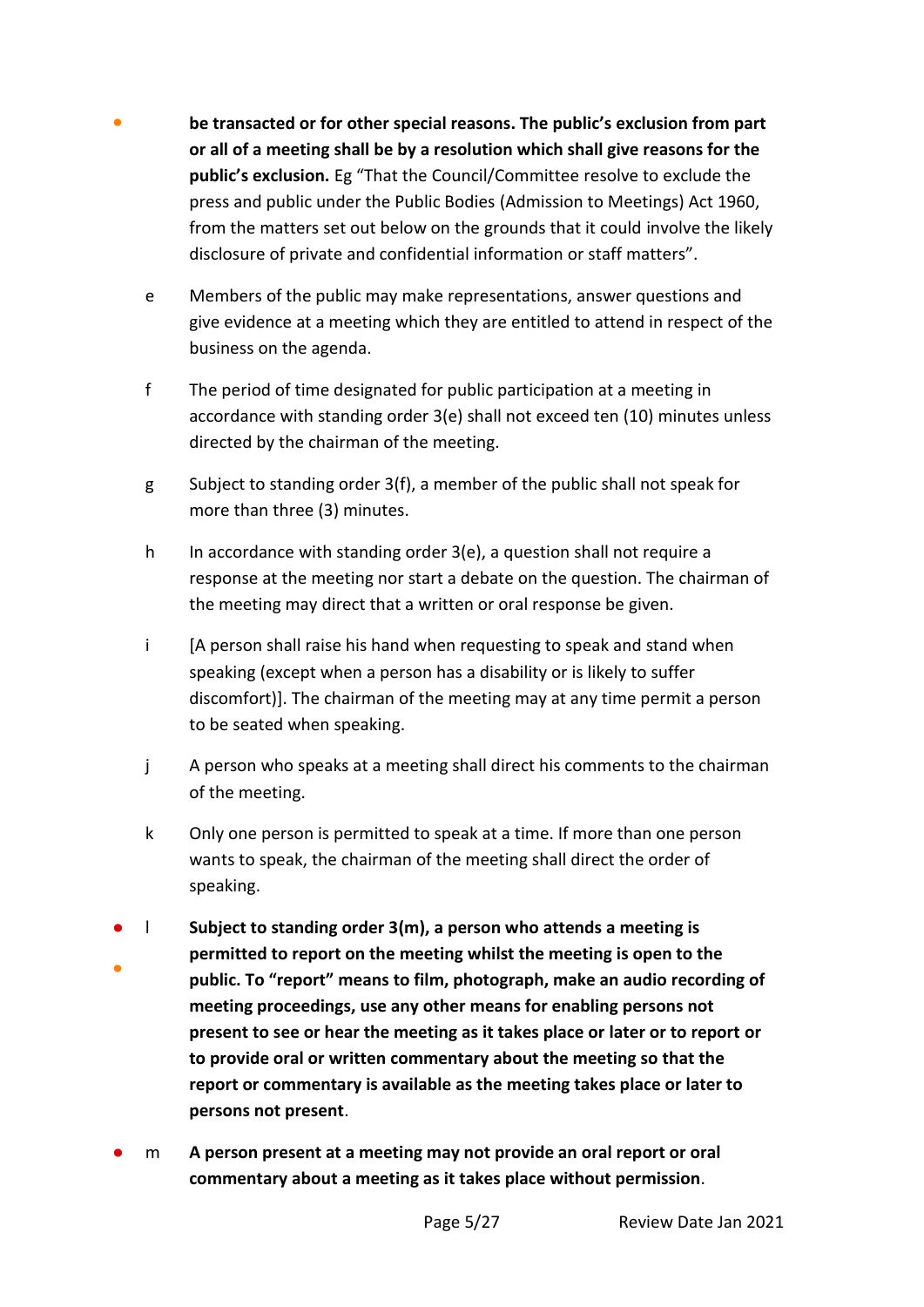**be transacted or for other special reasons. The public's exclusion from part or all of a meeting shall be by a resolution which shall give reasons for the public's exclusion.** Eg "That the Council/Committee resolve to exclude the press and public under the Public Bodies (Admission to Meetings) Act 1960, from the matters set out below on the grounds that it could involve the likely disclosure of private and confidential information or staff matters".

e Members of the public may make representations, answer questions and give evidence at a meeting which they are entitled to attend in respect of the business on the agenda.

f The period of time designated for public participation at a meeting in accordance with standing order 3(e) shall not exceed ten (10) minutes unless directed by the chairman of the meeting.

g Subject to standing order 3(f), a member of the public shall not speak for more than three (3) minutes.

h In accordance with standing order 3(e), a question shall not require a response at the meeting nor start a debate on the question. The chairman of the meeting may direct that a written or oral response be given.

i [A person shall raise his hand when requesting to speak and stand when speaking (except when a person has a disability or is likely to suffer discomfort)]. The chairman of the meeting may at any time permit a person to be seated when speaking.

j A person who speaks at a meeting shall direct his comments to the chairman of the meeting.

k Only one person is permitted to speak at a time. If more than one person wants to speak, the chairman of the meeting shall direct the order of speaking.

l **Subject to standing order 3(m), a person who attends a meeting is permitted to report on the meeting whilst the meeting is open to the public. To "report" means to film, photograph, make an audio recording of meeting proceedings, use any other means for enabling persons not present to see or hear the meeting as it takes place or later or to report or to provide oral or written commentary about the meeting so that the report or commentary is available as the meeting takes place or later to persons not present**.

m **A person present at a meeting may not provide an oral report or oral commentary about a meeting as it takes place without permission**.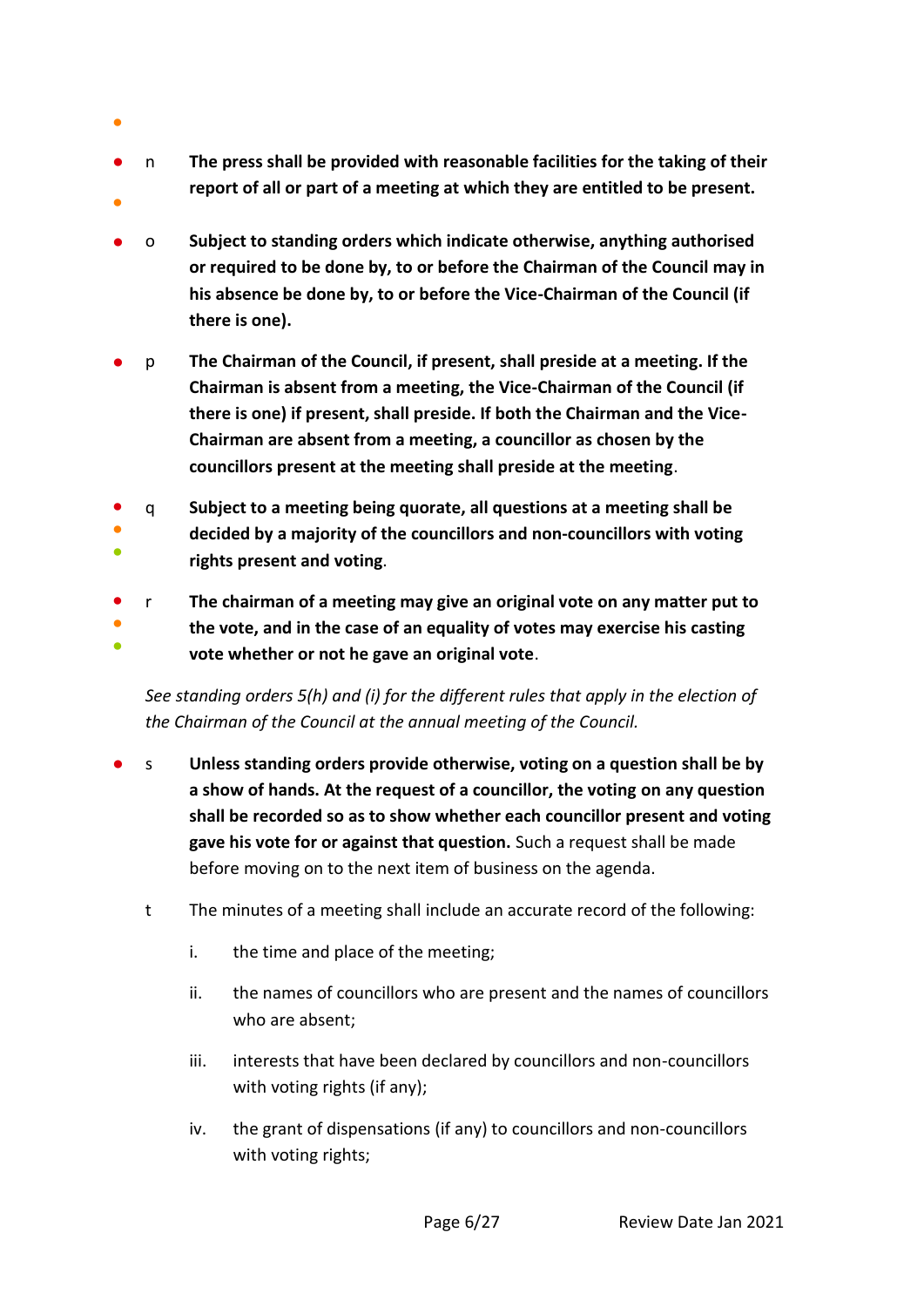n **The press shall be provided with reasonable facilities for the taking of their report of all or part of a meeting at which they are entitled to be present.**

o **Subject to standing orders which indicate otherwise, anything authorised or required to be done by, to or before the Chairman of the Council may in his absence be done by, to or before the Vice-Chairman of the Council (if there is one).**

p **The Chairman of the Council, if present, shall preside at a meeting. If the Chairman is absent from a meeting, the Vice-Chairman of the Council (if there is one) if present, shall preside. If both the Chairman and the Vice-Chairman are absent from a meeting, a councillor as chosen by the councillors present at the meeting shall preside at the meeting**.

q **Subject to a meeting being quorate, all questions at a meeting shall be decided by a majority of the councillors and non-councillors with voting rights present and voting**.

r **The chairman of a meeting may give an original vote on any matter put to the vote, and in the case of an equality of votes may exercise his casting vote whether or not he gave an original vote**.

*See standing orders 5(h) and (i) for the different rules that apply in the election of the Chairman of the Council at the annual meeting of the Council.*

s **Unless standing orders provide otherwise, voting on a question shall be by a show of hands. At the request of a councillor, the voting on any question shall be recorded so as to show whether each councillor present and voting gave his vote for or against that question.** Such a request shall be made before moving on to the next item of business on the agenda.

t The minutes of a meeting shall include an accurate record of the following:

i. the time and place of the meeting;

ii. the names of councillors who are present and the names of councillors who are absent;

iii. interests that have been declared by councillors and non-councillors with voting rights (if any);

iv. the grant of dispensations (if any) to councillors and non-councillors with voting rights;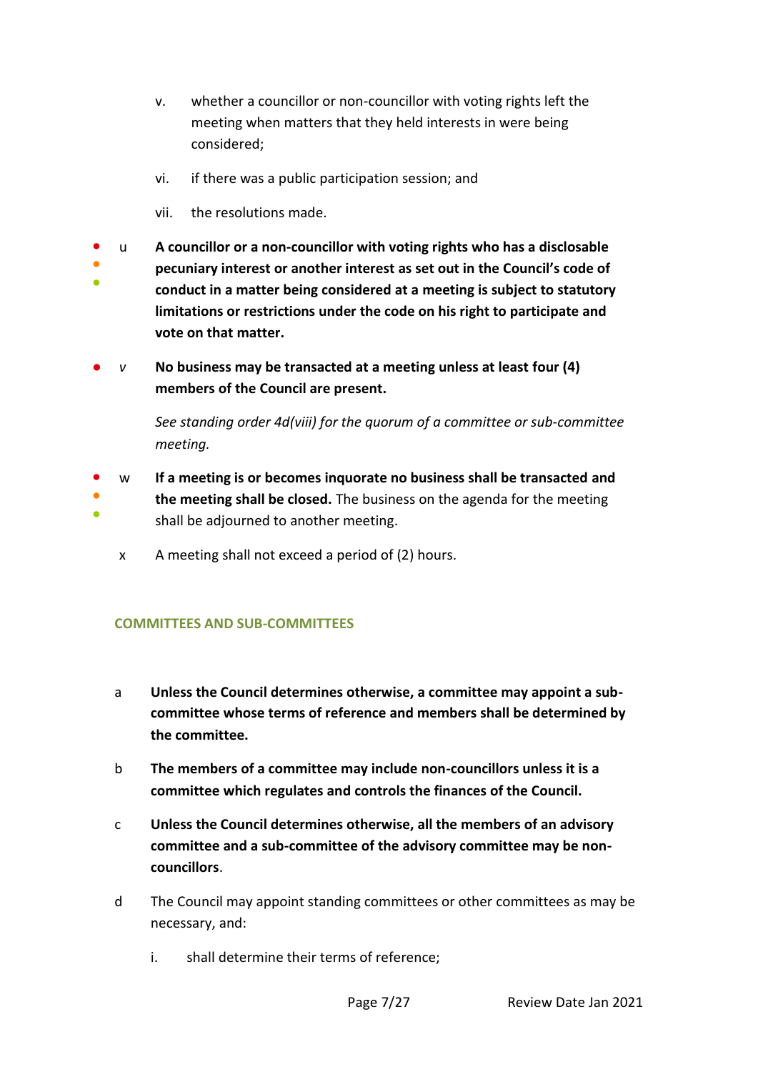v. whether a councillor or non-councillor with voting rights left the meeting when matters that they held interests in were being considered;

vi. if there was a public participation session; and

vii. the resolutions made.

u **A councillor or a non-councillor with voting rights who has a disclosable pecuniary interest or another interest as set out in the Council's code of conduct in a matter being considered at a meeting is subject to statutory limitations or restrictions under the code on his right to participate and vote on that matter.**

*v* **No business may be transacted at a meeting unless at least four (4) members of the Council are present.**

*See standing order 4d(viii) for the quorum of a committee or sub-committee meeting.*

w **If a meeting is or becomes inquorate no business shall be transacted and the meeting shall be closed.** The business on the agenda for the meeting shall be adjourned to another meeting.

x A meeting shall not exceed a period of (2) hours.

## COMMITTEES AND SUB-COMMITTEES

a **Unless the Council determines otherwise, a committee may appoint a sub-committee whose terms of reference and members shall be determined by the committee.**

b **The members of a committee may include non-councillors unless it is a committee which regulates and controls the finances of the Council.**

c **Unless the Council determines otherwise, all the members of an advisory committee and a sub-committee of the advisory committee may be non-councillors**.

d The Council may appoint standing committees or other committees as may be necessary, and:

i. shall determine their terms of reference;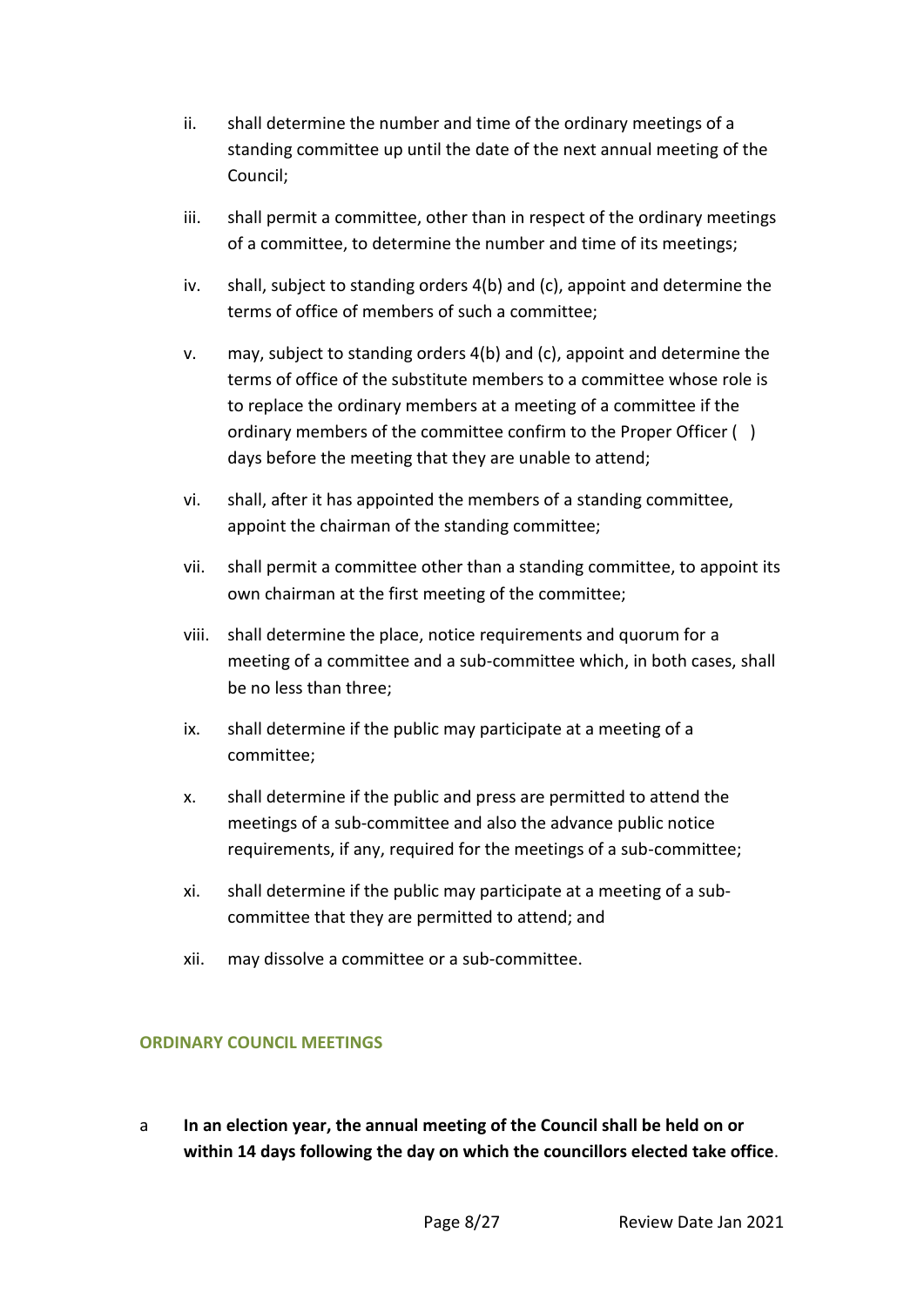ii. shall determine the number and time of the ordinary meetings of a standing committee up until the date of the next annual meeting of the Council;

iii. shall permit a committee, other than in respect of the ordinary meetings of a committee, to determine the number and time of its meetings;

iv. shall, subject to standing orders 4(b) and (c), appoint and determine the terms of office of members of such a committee;

v. may, subject to standing orders 4(b) and (c), appoint and determine the terms of office of the substitute members to a committee whose role is to replace the ordinary members at a meeting of a committee if the ordinary members of the committee confirm to the Proper Officer ( ) days before the meeting that they are unable to attend;

vi. shall, after it has appointed the members of a standing committee, appoint the chairman of the standing committee;

vii. shall permit a committee other than a standing committee, to appoint its own chairman at the first meeting of the committee;

viii. shall determine the place, notice requirements and quorum for a meeting of a committee and a sub-committee which, in both cases, shall be no less than three;

ix. shall determine if the public may participate at a meeting of a committee;

x. shall determine if the public and press are permitted to attend the meetings of a sub-committee and also the advance public notice requirements, if any, required for the meetings of a sub-committee;

xi. shall determine if the public may participate at a meeting of a sub-committee that they are permitted to attend; and

xii. may dissolve a committee or a sub-committee.

## ORDINARY COUNCIL MEETINGS

a **In an election year, the annual meeting of the Council shall be held on or within 14 days following the day on which the councillors elected take office**.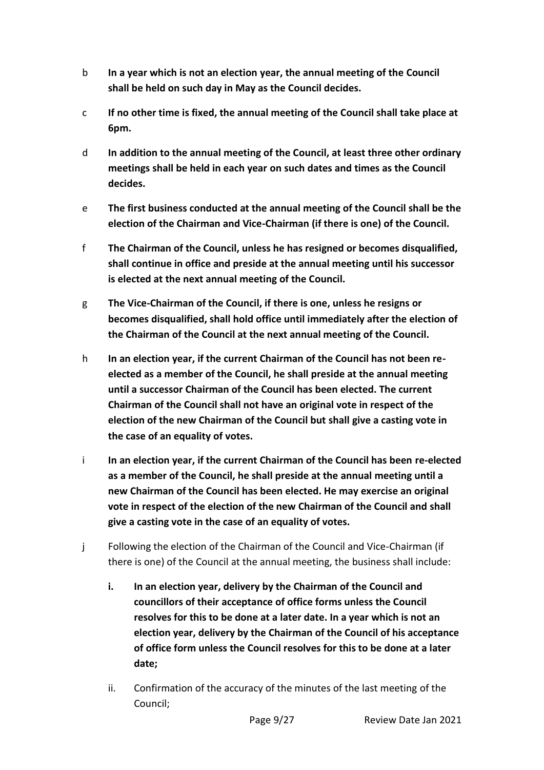b **In a year which is not an election year, the annual meeting of the Council shall be held on such day in May as the Council decides.**

c **If no other time is fixed, the annual meeting of the Council shall take place at 6pm.**

d **In addition to the annual meeting of the Council, at least three other ordinary meetings shall be held in each year on such dates and times as the Council decides.**

e **The first business conducted at the annual meeting of the Council shall be the election of the Chairman and Vice-Chairman (if there is one) of the Council.**

f **The Chairman of the Council, unless he has resigned or becomes disqualified, shall continue in office and preside at the annual meeting until his successor is elected at the next annual meeting of the Council.**

g **The Vice-Chairman of the Council, if there is one, unless he resigns or becomes disqualified, shall hold office until immediately after the election of the Chairman of the Council at the next annual meeting of the Council.**

h **In an election year, if the current Chairman of the Council has not been re-elected as a member of the Council, he shall preside at the annual meeting until a successor Chairman of the Council has been elected. The current Chairman of the Council shall not have an original vote in respect of the election of the new Chairman of the Council but shall give a casting vote in the case of an equality of votes.**

i **In an election year, if the current Chairman of the Council has been re-elected as a member of the Council, he shall preside at the annual meeting until a new Chairman of the Council has been elected. He may exercise an original vote in respect of the election of the new Chairman of the Council and shall give a casting vote in the case of an equality of votes.**

j Following the election of the Chairman of the Council and Vice-Chairman (if there is one) of the Council at the annual meeting, the business shall include:

   i. **In an election year, delivery by the Chairman of the Council and councillors of their acceptance of office forms unless the Council resolves for this to be done at a later date. In a year which is not an election year, delivery by the Chairman of the Council of his acceptance of office form unless the Council resolves for this to be done at a later date;**

   ii. Confirmation of the accuracy of the minutes of the last meeting of the Council;

Review Date Jan 2021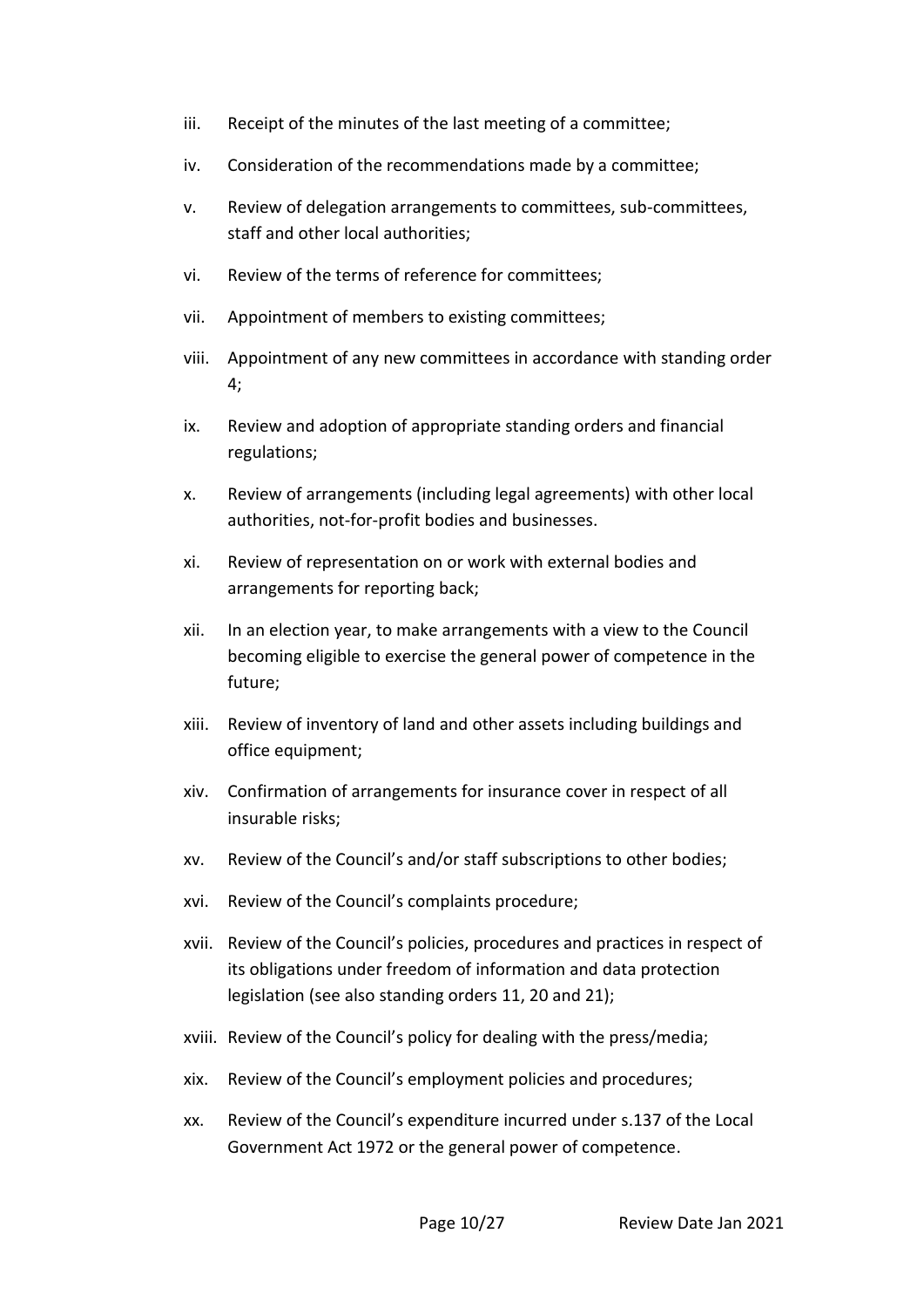iii. Receipt of the minutes of the last meeting of a committee;

iv. Consideration of the recommendations made by a committee;

v. Review of delegation arrangements to committees, sub-committees, staff and other local authorities;

vi. Review of the terms of reference for committees;

vii. Appointment of members to existing committees;

viii. Appointment of any new committees in accordance with standing order 4;

ix. Review and adoption of appropriate standing orders and financial regulations;

x. Review of arrangements (including legal agreements) with other local authorities, not-for-profit bodies and businesses.

xi. Review of representation on or work with external bodies and arrangements for reporting back;

xii. In an election year, to make arrangements with a view to the Council becoming eligible to exercise the general power of competence in the future;

xiii. Review of inventory of land and other assets including buildings and office equipment;

xiv. Confirmation of arrangements for insurance cover in respect of all insurable risks;

xv. Review of the Council's and/or staff subscriptions to other bodies;

xvi. Review of the Council's complaints procedure;

xvii. Review of the Council's policies, procedures and practices in respect of its obligations under freedom of information and data protection legislation (see also standing orders 11, 20 and 21);

xviii. Review of the Council's policy for dealing with the press/media;

xix. Review of the Council's employment policies and procedures;

xx. Review of the Council's expenditure incurred under s.137 of the Local Government Act 1972 or the general power of competence.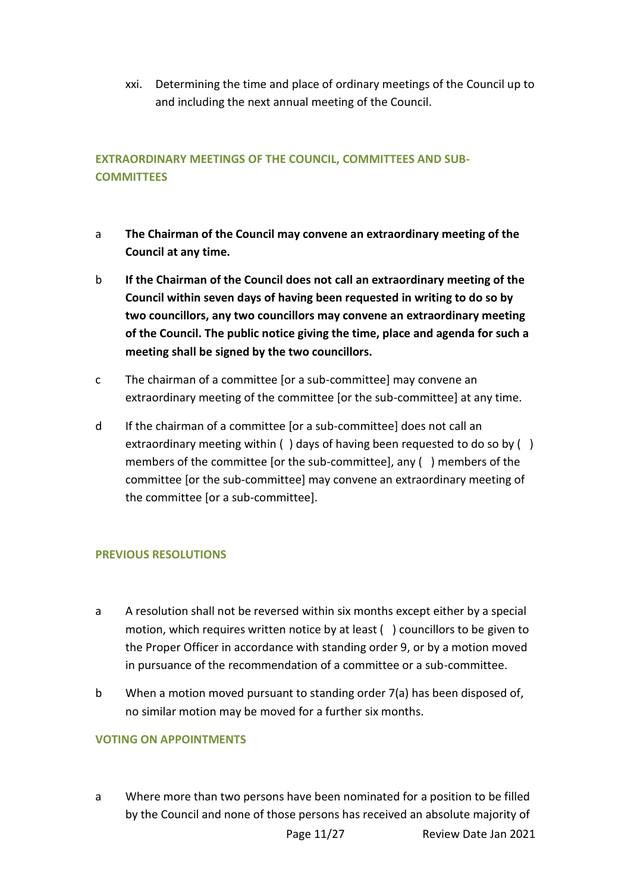xxi. Determining the time and place of ordinary meetings of the Council up to and including the next annual meeting of the Council.

## EXTRAORDINARY MEETINGS OF THE COUNCIL, COMMITTEES AND SUB-COMMITTEES

a **The Chairman of the Council may convene an extraordinary meeting of the Council at any time.**

b **If the Chairman of the Council does not call an extraordinary meeting of the Council within seven days of having been requested in writing to do so by two councillors, any two councillors may convene an extraordinary meeting of the Council. The public notice giving the time, place and agenda for such a meeting shall be signed by the two councillors.**

c The chairman of a committee [or a sub-committee] may convene an extraordinary meeting of the committee [or the sub-committee] at any time.

d If the chairman of a committee [or a sub-committee] does not call an extraordinary meeting within ( ) days of having been requested to do so by ( ) members of the committee [or the sub-committee], any ( ) members of the committee [or the sub-committee] may convene an extraordinary meeting of the committee [or a sub-committee].

## PREVIOUS RESOLUTIONS

a A resolution shall not be reversed within six months except either by a special motion, which requires written notice by at least ( ) councillors to be given to the Proper Officer in accordance with standing order 9, or by a motion moved in pursuance of the recommendation of a committee or a sub-committee.

b When a motion moved pursuant to standing order 7(a) has been disposed of, no similar motion may be moved for a further six months.

## VOTING ON APPOINTMENTS

a Where more than two persons have been nominated for a position to be filled by the Council and none of those persons has received an absolute majority of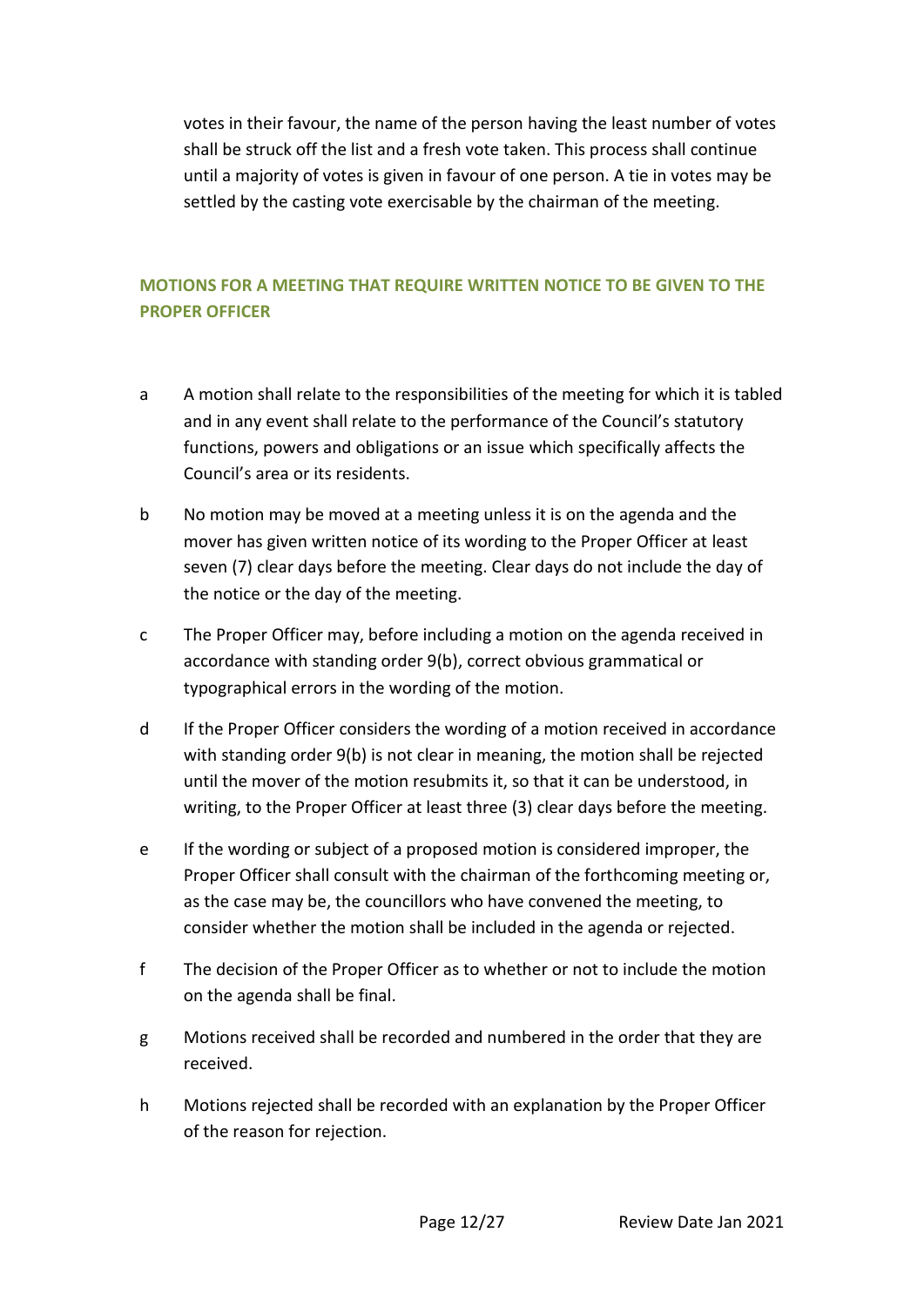votes in their favour, the name of the person having the least number of votes shall be struck off the list and a fresh vote taken. This process shall continue until a majority of votes is given in favour of one person. A tie in votes may be settled by the casting vote exercisable by the chairman of the meeting.

## MOTIONS FOR A MEETING THAT REQUIRE WRITTEN NOTICE TO BE GIVEN TO THE PROPER OFFICER

a A motion shall relate to the responsibilities of the meeting for which it is tabled and in any event shall relate to the performance of the Council's statutory functions, powers and obligations or an issue which specifically affects the Council's area or its residents.

b No motion may be moved at a meeting unless it is on the agenda and the mover has given written notice of its wording to the Proper Officer at least seven (7) clear days before the meeting. Clear days do not include the day of the notice or the day of the meeting.

c The Proper Officer may, before including a motion on the agenda received in accordance with standing order 9(b), correct obvious grammatical or typographical errors in the wording of the motion.

d If the Proper Officer considers the wording of a motion received in accordance with standing order 9(b) is not clear in meaning, the motion shall be rejected until the mover of the motion resubmits it, so that it can be understood, in writing, to the Proper Officer at least three (3) clear days before the meeting.

e If the wording or subject of a proposed motion is considered improper, the Proper Officer shall consult with the chairman of the forthcoming meeting or, as the case may be, the councillors who have convened the meeting, to consider whether the motion shall be included in the agenda or rejected.

f The decision of the Proper Officer as to whether or not to include the motion on the agenda shall be final.

g Motions received shall be recorded and numbered in the order that they are received.

h Motions rejected shall be recorded with an explanation by the Proper Officer of the reason for rejection.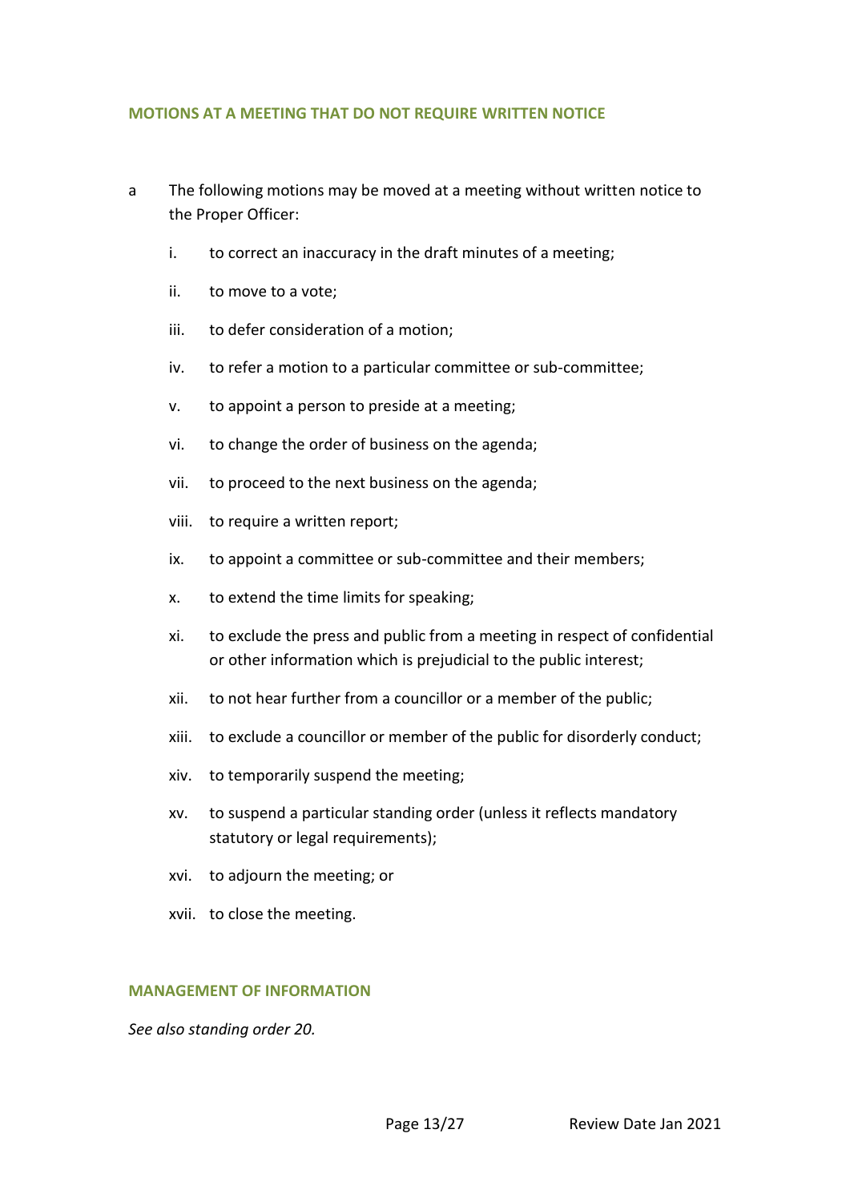## MOTIONS AT A MEETING THAT DO NOT REQUIRE WRITTEN NOTICE

a The following motions may be moved at a meeting without written notice to the Proper Officer:

- i. to correct an inaccuracy in the draft minutes of a meeting;
- ii. to move to a vote;
- iii. to defer consideration of a motion;
- iv. to refer a motion to a particular committee or sub-committee;
- v. to appoint a person to preside at a meeting;
- vi. to change the order of business on the agenda;
- vii. to proceed to the next business on the agenda;
- viii. to require a written report;
- ix. to appoint a committee or sub-committee and their members;
- x. to extend the time limits for speaking;
- xi. to exclude the press and public from a meeting in respect of confidential or other information which is prejudicial to the public interest;
- xii. to not hear further from a councillor or a member of the public;
- xiii. to exclude a councillor or member of the public for disorderly conduct;
- xiv. to temporarily suspend the meeting;
- xv. to suspend a particular standing order (unless it reflects mandatory statutory or legal requirements);
- xvi. to adjourn the meeting; or
- xvii. to close the meeting.

## MANAGEMENT OF INFORMATION

*See also standing order 20.*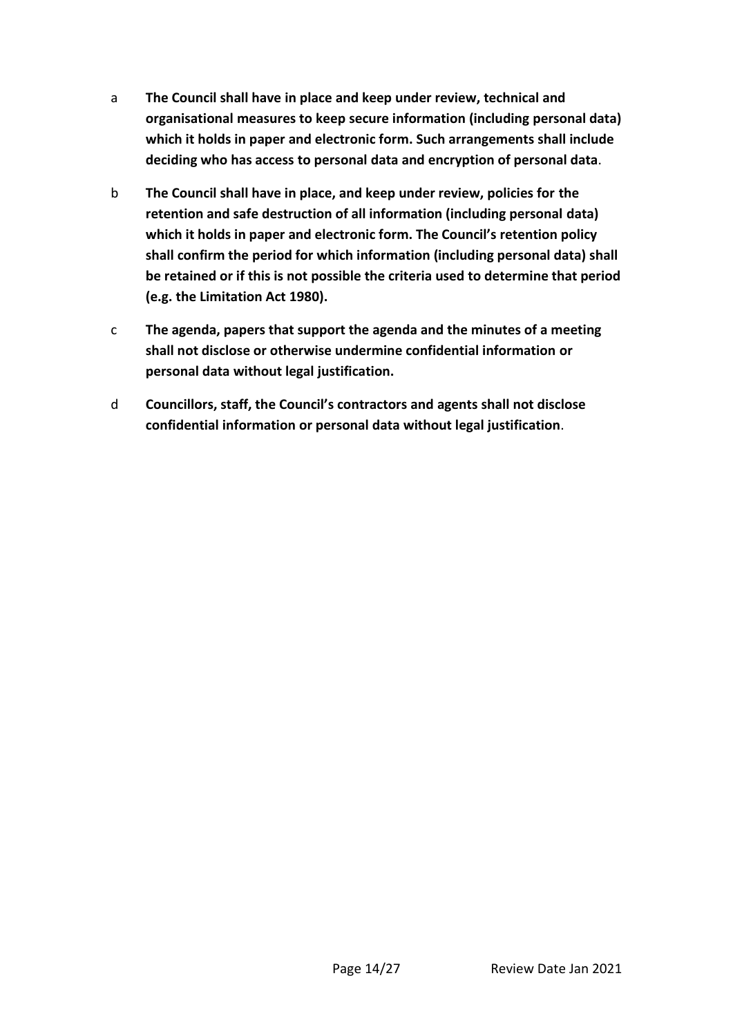a **The Council shall have in place and keep under review, technical and organisational measures to keep secure information (including personal data) which it holds in paper and electronic form. Such arrangements shall include deciding who has access to personal data and encryption of personal data**.

b **The Council shall have in place, and keep under review, policies for the retention and safe destruction of all information (including personal data) which it holds in paper and electronic form. The Council's retention policy shall confirm the period for which information (including personal data) shall be retained or if this is not possible the criteria used to determine that period (e.g. the Limitation Act 1980).**

c **The agenda, papers that support the agenda and the minutes of a meeting shall not disclose or otherwise undermine confidential information or personal data without legal justification.**

d **Councillors, staff, the Council's contractors and agents shall not disclose confidential information or personal data without legal justification**.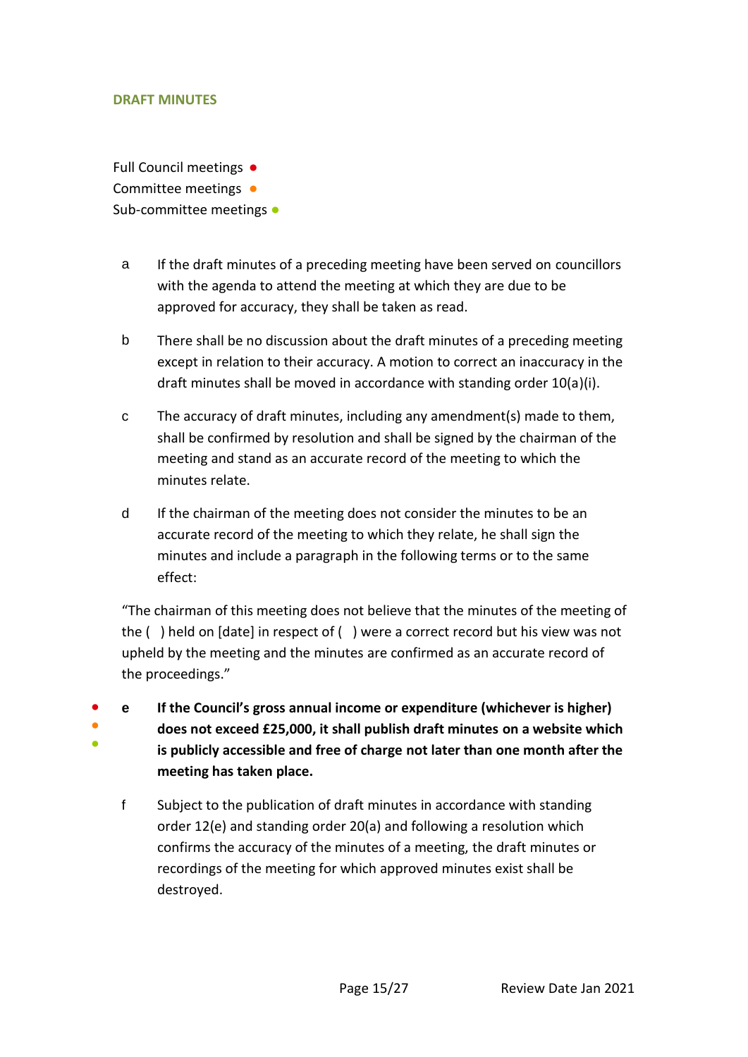## DRAFT MINUTES

Full Council meetings ●
Committee meetings ●
Sub-committee meetings ●

a If the draft minutes of a preceding meeting have been served on councillors with the agenda to attend the meeting at which they are due to be approved for accuracy, they shall be taken as read.

b There shall be no discussion about the draft minutes of a preceding meeting except in relation to their accuracy. A motion to correct an inaccuracy in the draft minutes shall be moved in accordance with standing order 10(a)(i).

c The accuracy of draft minutes, including any amendment(s) made to them, shall be confirmed by resolution and shall be signed by the chairman of the meeting and stand as an accurate record of the meeting to which the minutes relate.

d If the chairman of the meeting does not consider the minutes to be an accurate record of the meeting to which they relate, he shall sign the minutes and include a paragraph in the following terms or to the same effect:

"The chairman of this meeting does not believe that the minutes of the meeting of the ( ) held on [date] in respect of ( ) were a correct record but his view was not upheld by the meeting and the minutes are confirmed as an accurate record of the proceedings."

● ● ● **e If the Council's gross annual income or expenditure (whichever is higher) does not exceed £25,000, it shall publish draft minutes on a website which is publicly accessible and free of charge not later than one month after the meeting has taken place.**

f Subject to the publication of draft minutes in accordance with standing order 12(e) and standing order 20(a) and following a resolution which confirms the accuracy of the minutes of a meeting, the draft minutes or recordings of the meeting for which approved minutes exist shall be destroyed.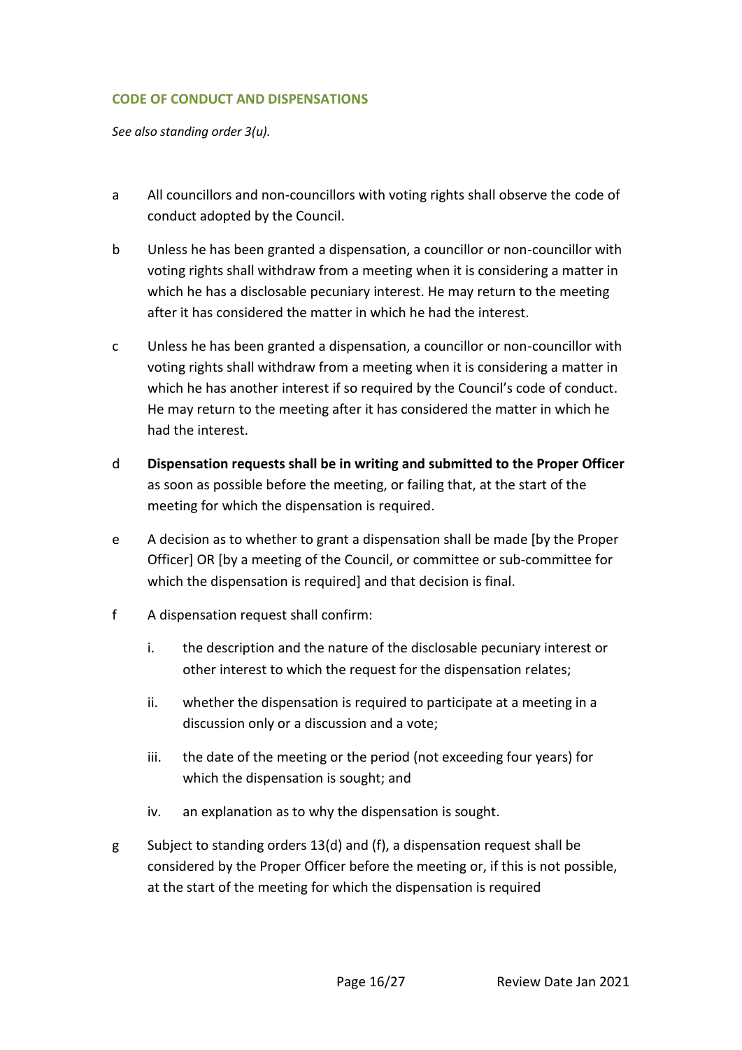## CODE OF CONDUCT AND DISPENSATIONS

*See also standing order 3(u).*

a. All councillors and non-councillors with voting rights shall observe the code of conduct adopted by the Council.

b. Unless he has been granted a dispensation, a councillor or non-councillor with voting rights shall withdraw from a meeting when it is considering a matter in which he has a disclosable pecuniary interest. He may return to the meeting after it has considered the matter in which he had the interest.

c. Unless he has been granted a dispensation, a councillor or non-councillor with voting rights shall withdraw from a meeting when it is considering a matter in which he has another interest if so required by the Council's code of conduct. He may return to the meeting after it has considered the matter in which he had the interest.

d. **Dispensation requests shall be in writing and submitted to the Proper Officer** as soon as possible before the meeting, or failing that, at the start of the meeting for which the dispensation is required.

e. A decision as to whether to grant a dispensation shall be made [by the Proper Officer] OR [by a meeting of the Council, or committee or sub-committee for which the dispensation is required] and that decision is final.

f. A dispensation request shall confirm:

   i. the description and the nature of the disclosable pecuniary interest or other interest to which the request for the dispensation relates;

   ii. whether the dispensation is required to participate at a meeting in a discussion only or a discussion and a vote;

   iii. the date of the meeting or the period (not exceeding four years) for which the dispensation is sought; and

   iv. an explanation as to why the dispensation is sought.

g. Subject to standing orders 13(d) and (f), a dispensation request shall be considered by the Proper Officer before the meeting or, if this is not possible, at the start of the meeting for which the dispensation is required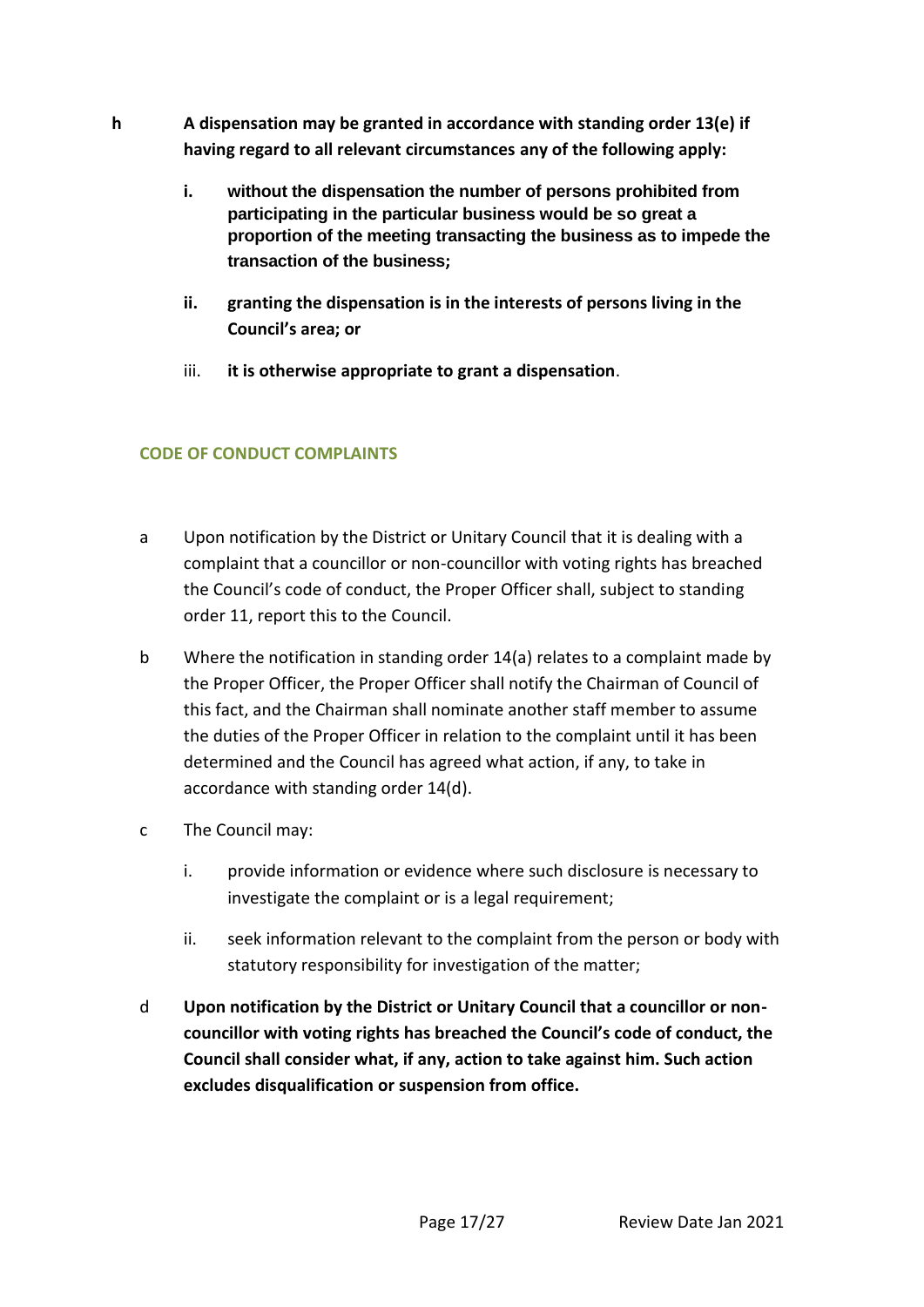h **A dispensation may be granted in accordance with standing order 13(e) if having regard to all relevant circumstances any of the following apply:**

   i. **without the dispensation the number of persons prohibited from participating in the particular business would be so great a proportion of the meeting transacting the business as to impede the transaction of the business;**

   ii. **granting the dispensation is in the interests of persons living in the Council's area; or**

   iii. **it is otherwise appropriate to grant a dispensation**.

## CODE OF CONDUCT COMPLAINTS

a Upon notification by the District or Unitary Council that it is dealing with a complaint that a councillor or non-councillor with voting rights has breached the Council's code of conduct, the Proper Officer shall, subject to standing order 11, report this to the Council.

b Where the notification in standing order 14(a) relates to a complaint made by the Proper Officer, the Proper Officer shall notify the Chairman of Council of this fact, and the Chairman shall nominate another staff member to assume the duties of the Proper Officer in relation to the complaint until it has been determined and the Council has agreed what action, if any, to take in accordance with standing order 14(d).

c The Council may:

   i. provide information or evidence where such disclosure is necessary to investigate the complaint or is a legal requirement;

   ii. seek information relevant to the complaint from the person or body with statutory responsibility for investigation of the matter;

d **Upon notification by the District or Unitary Council that a councillor or non-councillor with voting rights has breached the Council's code of conduct, the Council shall consider what, if any, action to take against him. Such action excludes disqualification or suspension from office.**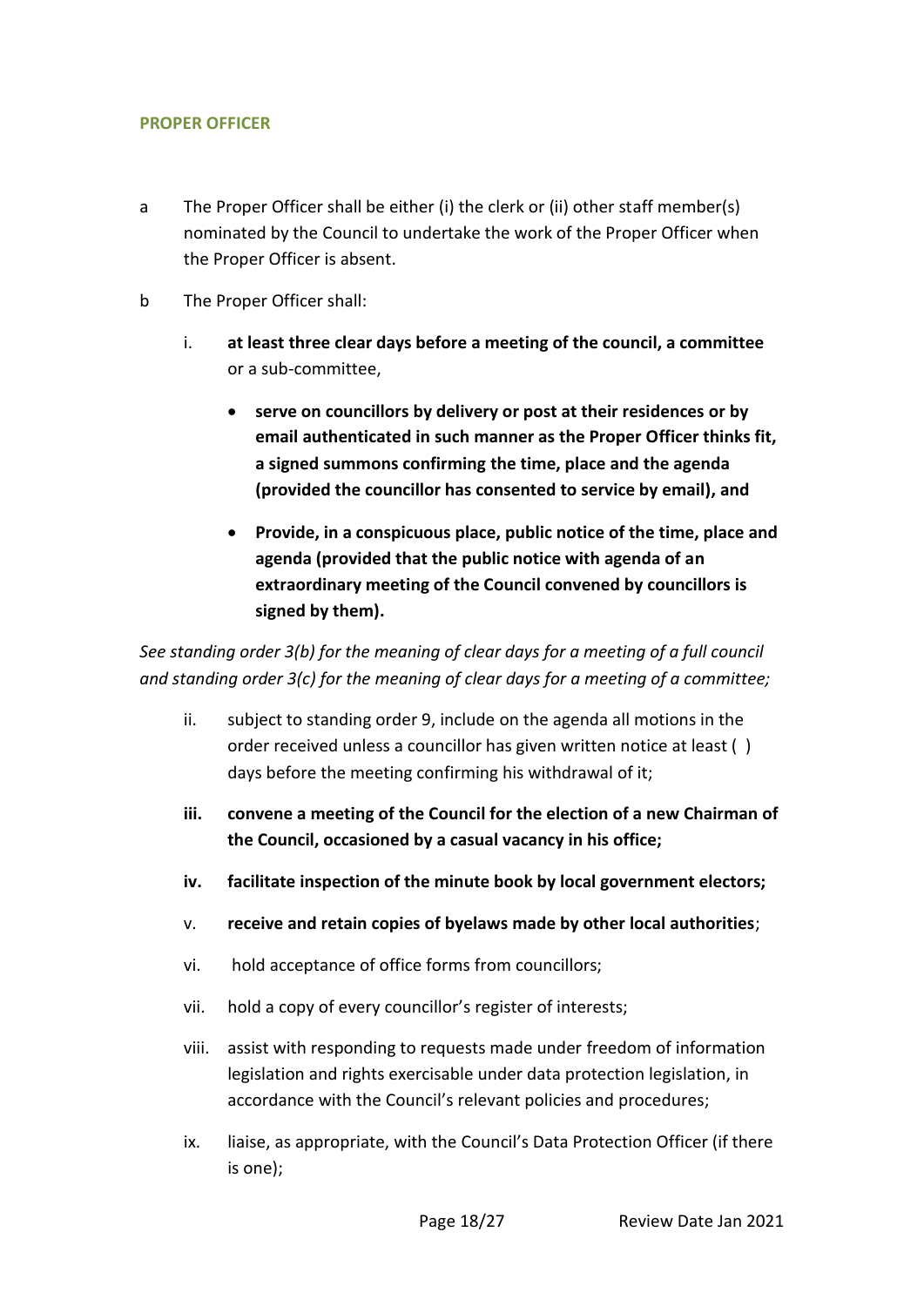## PROPER OFFICER

a The Proper Officer shall be either (i) the clerk or (ii) other staff member(s) nominated by the Council to undertake the work of the Proper Officer when the Proper Officer is absent.

b The Proper Officer shall:

i. **at least three clear days before a meeting of the council, a committee** or a sub-committee,

- **serve on councillors by delivery or post at their residences or by email authenticated in such manner as the Proper Officer thinks fit, a signed summons confirming the time, place and the agenda (provided the councillor has consented to service by email), and**
- **Provide, in a conspicuous place, public notice of the time, place and agenda (provided that the public notice with agenda of an extraordinary meeting of the Council convened by councillors is signed by them).**

*See standing order 3(b) for the meaning of clear days for a meeting of a full council and standing order 3(c) for the meaning of clear days for a meeting of a committee;*

ii. subject to standing order 9, include on the agenda all motions in the order received unless a councillor has given written notice at least ( ) days before the meeting confirming his withdrawal of it;

**iii. convene a meeting of the Council for the election of a new Chairman of the Council, occasioned by a casual vacancy in his office;**

**iv. facilitate inspection of the minute book by local government electors;**

v. **receive and retain copies of byelaws made by other local authorities**;

vi. hold acceptance of office forms from councillors;

vii. hold a copy of every councillor's register of interests;

viii. assist with responding to requests made under freedom of information legislation and rights exercisable under data protection legislation, in accordance with the Council's relevant policies and procedures;

ix. liaise, as appropriate, with the Council's Data Protection Officer (if there is one);

Review Date Jan 2021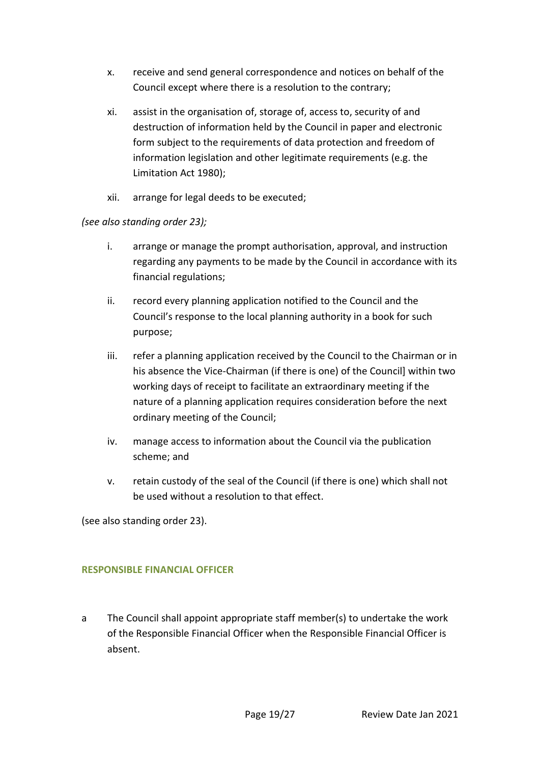x. receive and send general correspondence and notices on behalf of the Council except where there is a resolution to the contrary;

xi. assist in the organisation of, storage of, access to, security of and destruction of information held by the Council in paper and electronic form subject to the requirements of data protection and freedom of information legislation and other legitimate requirements (e.g. the Limitation Act 1980);

xii. arrange for legal deeds to be executed;

*(see also standing order 23);*

i. arrange or manage the prompt authorisation, approval, and instruction regarding any payments to be made by the Council in accordance with its financial regulations;

ii. record every planning application notified to the Council and the Council's response to the local planning authority in a book for such purpose;

iii. refer a planning application received by the Council to the Chairman or in his absence the Vice-Chairman (if there is one) of the Council] within two working days of receipt to facilitate an extraordinary meeting if the nature of a planning application requires consideration before the next ordinary meeting of the Council;

iv. manage access to information about the Council via the publication scheme; and

v. retain custody of the seal of the Council (if there is one) which shall not be used without a resolution to that effect.

(see also standing order 23).

### RESPONSIBLE FINANCIAL OFFICER

a The Council shall appoint appropriate staff member(s) to undertake the work of the Responsible Financial Officer when the Responsible Financial Officer is absent.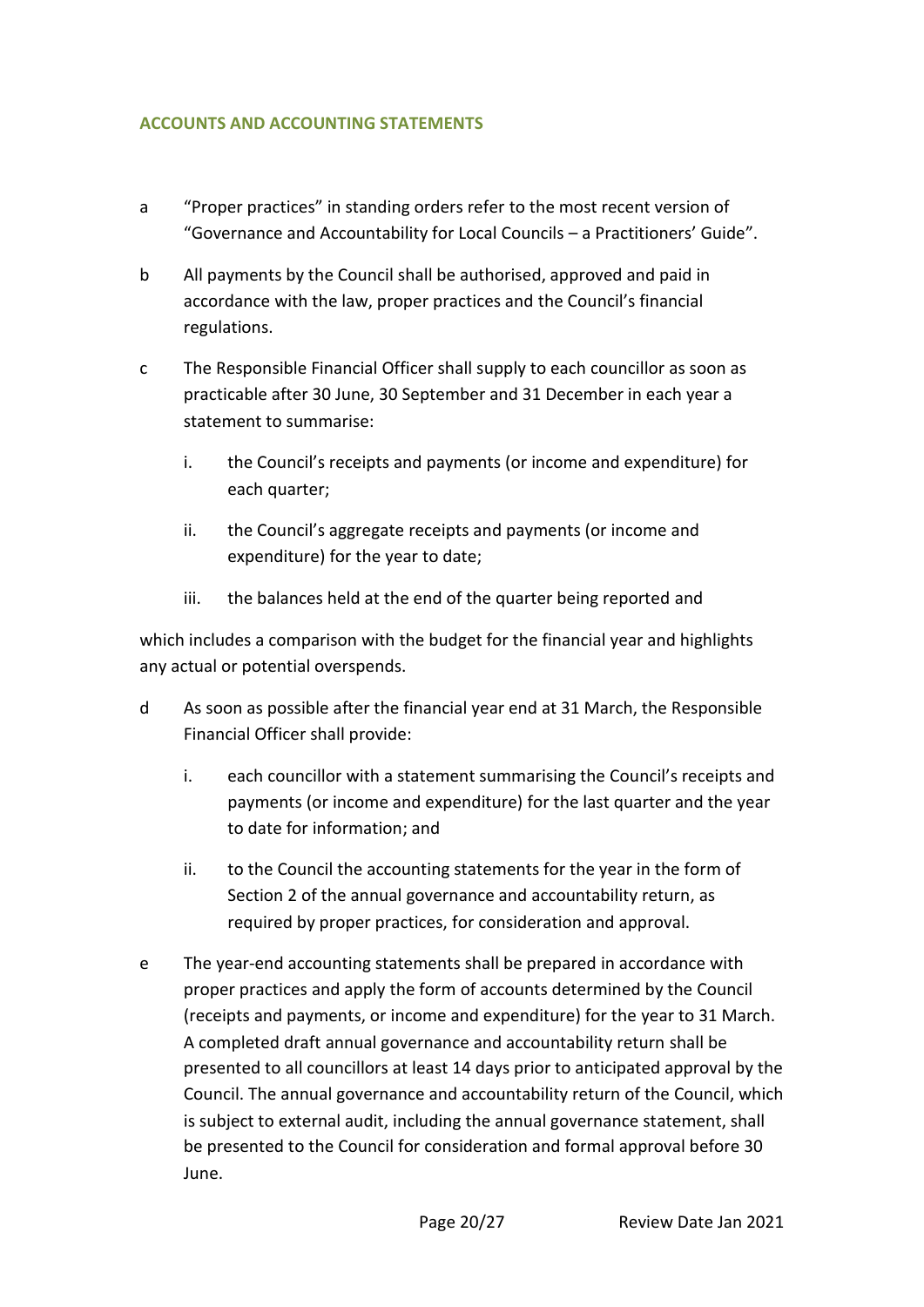## ACCOUNTS AND ACCOUNTING STATEMENTS

a "Proper practices" in standing orders refer to the most recent version of "Governance and Accountability for Local Councils – a Practitioners' Guide".

b All payments by the Council shall be authorised, approved and paid in accordance with the law, proper practices and the Council's financial regulations.

c The Responsible Financial Officer shall supply to each councillor as soon as practicable after 30 June, 30 September and 31 December in each year a statement to summarise:

  i. the Council's receipts and payments (or income and expenditure) for each quarter;

  ii. the Council's aggregate receipts and payments (or income and expenditure) for the year to date;

  iii. the balances held at the end of the quarter being reported and

which includes a comparison with the budget for the financial year and highlights any actual or potential overspends.

d As soon as possible after the financial year end at 31 March, the Responsible Financial Officer shall provide:

  i. each councillor with a statement summarising the Council's receipts and payments (or income and expenditure) for the last quarter and the year to date for information; and

  ii. to the Council the accounting statements for the year in the form of Section 2 of the annual governance and accountability return, as required by proper practices, for consideration and approval.

e The year-end accounting statements shall be prepared in accordance with proper practices and apply the form of accounts determined by the Council (receipts and payments, or income and expenditure) for the year to 31 March. A completed draft annual governance and accountability return shall be presented to all councillors at least 14 days prior to anticipated approval by the Council. The annual governance and accountability return of the Council, which is subject to external audit, including the annual governance statement, shall be presented to the Council for consideration and formal approval before 30 June.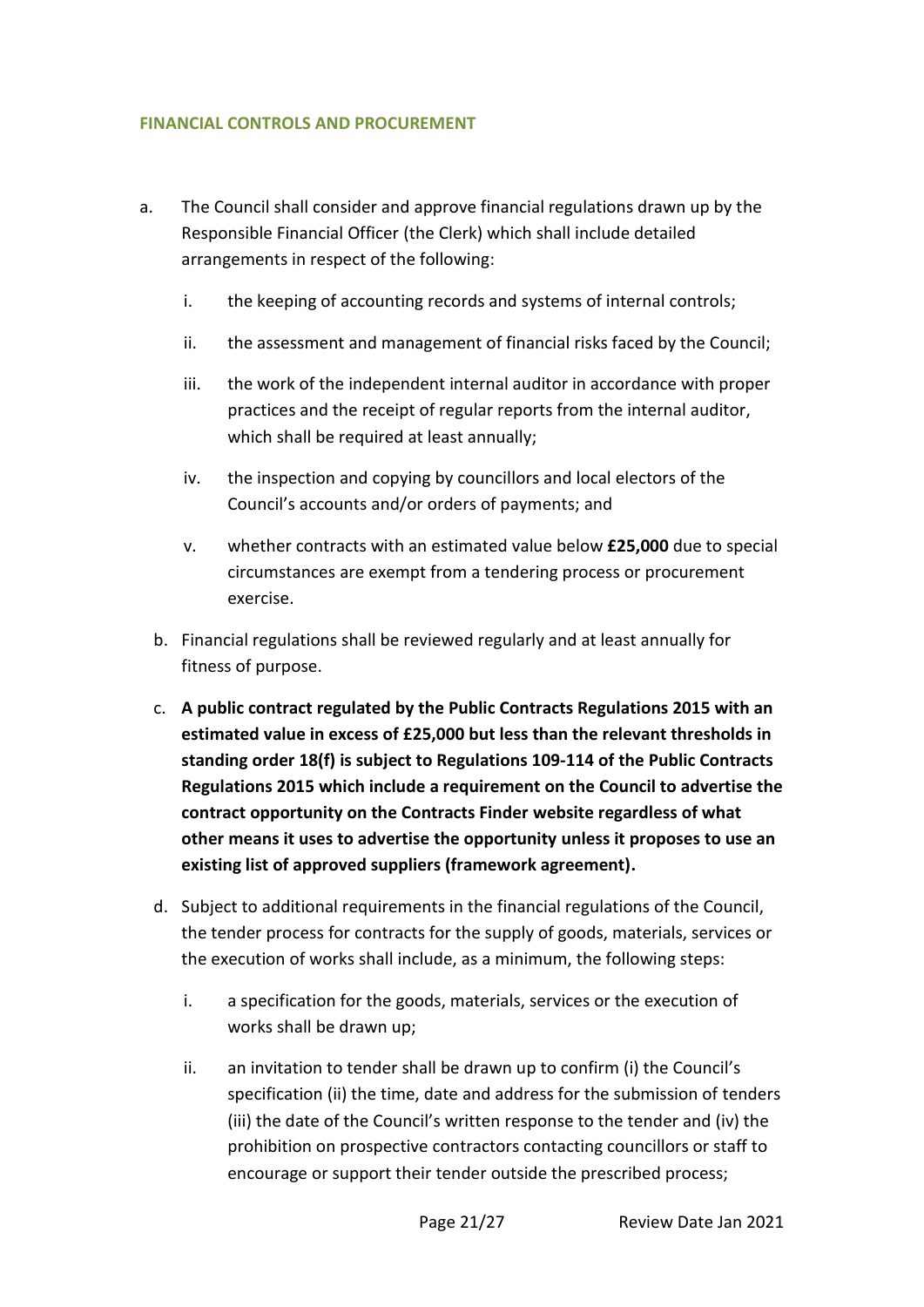## FINANCIAL CONTROLS AND PROCUREMENT

a. The Council shall consider and approve financial regulations drawn up by the Responsible Financial Officer (the Clerk) which shall include detailed arrangements in respect of the following:

   i. the keeping of accounting records and systems of internal controls;

   ii. the assessment and management of financial risks faced by the Council;

   iii. the work of the independent internal auditor in accordance with proper practices and the receipt of regular reports from the internal auditor, which shall be required at least annually;

   iv. the inspection and copying by councillors and local electors of the Council's accounts and/or orders of payments; and

   v. whether contracts with an estimated value below **£25,000** due to special circumstances are exempt from a tendering process or procurement exercise.

b. Financial regulations shall be reviewed regularly and at least annually for fitness of purpose.

c. **A public contract regulated by the Public Contracts Regulations 2015 with an estimated value in excess of £25,000 but less than the relevant thresholds in standing order 18(f) is subject to Regulations 109-114 of the Public Contracts Regulations 2015 which include a requirement on the Council to advertise the contract opportunity on the Contracts Finder website regardless of what other means it uses to advertise the opportunity unless it proposes to use an existing list of approved suppliers (framework agreement).**

d. Subject to additional requirements in the financial regulations of the Council, the tender process for contracts for the supply of goods, materials, services or the execution of works shall include, as a minimum, the following steps:

   i. a specification for the goods, materials, services or the execution of works shall be drawn up;

   ii. an invitation to tender shall be drawn up to confirm (i) the Council's specification (ii) the time, date and address for the submission of tenders (iii) the date of the Council's written response to the tender and (iv) the prohibition on prospective contractors contacting councillors or staff to encourage or support their tender outside the prescribed process;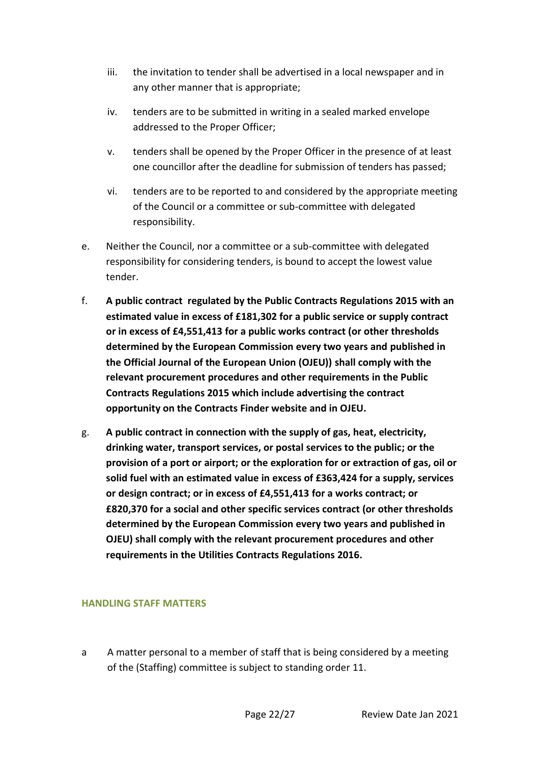iii. the invitation to tender shall be advertised in a local newspaper and in any other manner that is appropriate;

iv. tenders are to be submitted in writing in a sealed marked envelope addressed to the Proper Officer;

v. tenders shall be opened by the Proper Officer in the presence of at least one councillor after the deadline for submission of tenders has passed;

vi. tenders are to be reported to and considered by the appropriate meeting of the Council or a committee or sub-committee with delegated responsibility.

e. Neither the Council, nor a committee or a sub-committee with delegated responsibility for considering tenders, is bound to accept the lowest value tender.

f. **A public contract regulated by the Public Contracts Regulations 2015 with an estimated value in excess of £181,302 for a public service or supply contract or in excess of £4,551,413 for a public works contract (or other thresholds determined by the European Commission every two years and published in the Official Journal of the European Union (OJEU)) shall comply with the relevant procurement procedures and other requirements in the Public Contracts Regulations 2015 which include advertising the contract opportunity on the Contracts Finder website and in OJEU.**

g. **A public contract in connection with the supply of gas, heat, electricity, drinking water, transport services, or postal services to the public; or the provision of a port or airport; or the exploration for or extraction of gas, oil or solid fuel with an estimated value in excess of £363,424 for a supply, services or design contract; or in excess of £4,551,413 for a works contract; or £820,370 for a social and other specific services contract (or other thresholds determined by the European Commission every two years and published in OJEU) shall comply with the relevant procurement procedures and other requirements in the Utilities Contracts Regulations 2016.**

## HANDLING STAFF MATTERS

a A matter personal to a member of staff that is being considered by a meeting of the (Staffing) committee is subject to standing order 11.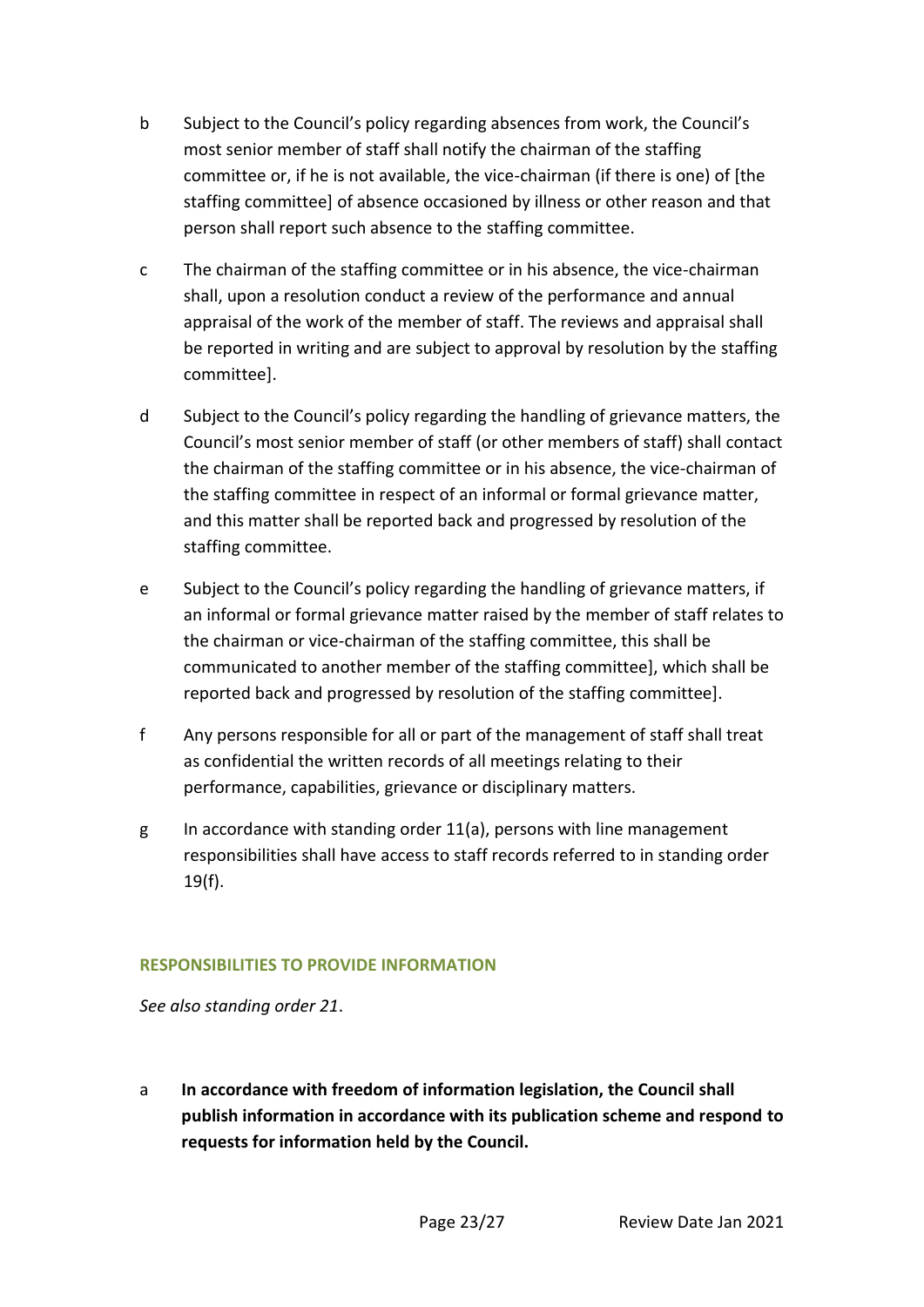b	Subject to the Council's policy regarding absences from work, the Council's most senior member of staff shall notify the chairman of the staffing committee or, if he is not available, the vice-chairman (if there is one) of [the staffing committee] of absence occasioned by illness or other reason and that person shall report such absence to the staffing committee.

c	The chairman of the staffing committee or in his absence, the vice-chairman shall, upon a resolution conduct a review of the performance and annual appraisal of the work of the member of staff. The reviews and appraisal shall be reported in writing and are subject to approval by resolution by the staffing committee].

d	Subject to the Council's policy regarding the handling of grievance matters, the Council's most senior member of staff (or other members of staff) shall contact the chairman of the staffing committee or in his absence, the vice-chairman of the staffing committee in respect of an informal or formal grievance matter, and this matter shall be reported back and progressed by resolution of the staffing committee.

e	Subject to the Council's policy regarding the handling of grievance matters, if an informal or formal grievance matter raised by the member of staff relates to the chairman or vice-chairman of the staffing committee, this shall be communicated to another member of the staffing committee], which shall be reported back and progressed by resolution of the staffing committee].

f	Any persons responsible for all or part of the management of staff shall treat as confidential the written records of all meetings relating to their performance, capabilities, grievance or disciplinary matters.

g	In accordance with standing order 11(a), persons with line management responsibilities shall have access to staff records referred to in standing order 19(f).

### RESPONSIBILITIES TO PROVIDE INFORMATION

*See also standing order 21*.

a	**In accordance with freedom of information legislation, the Council shall publish information in accordance with its publication scheme and respond to requests for information held by the Council.**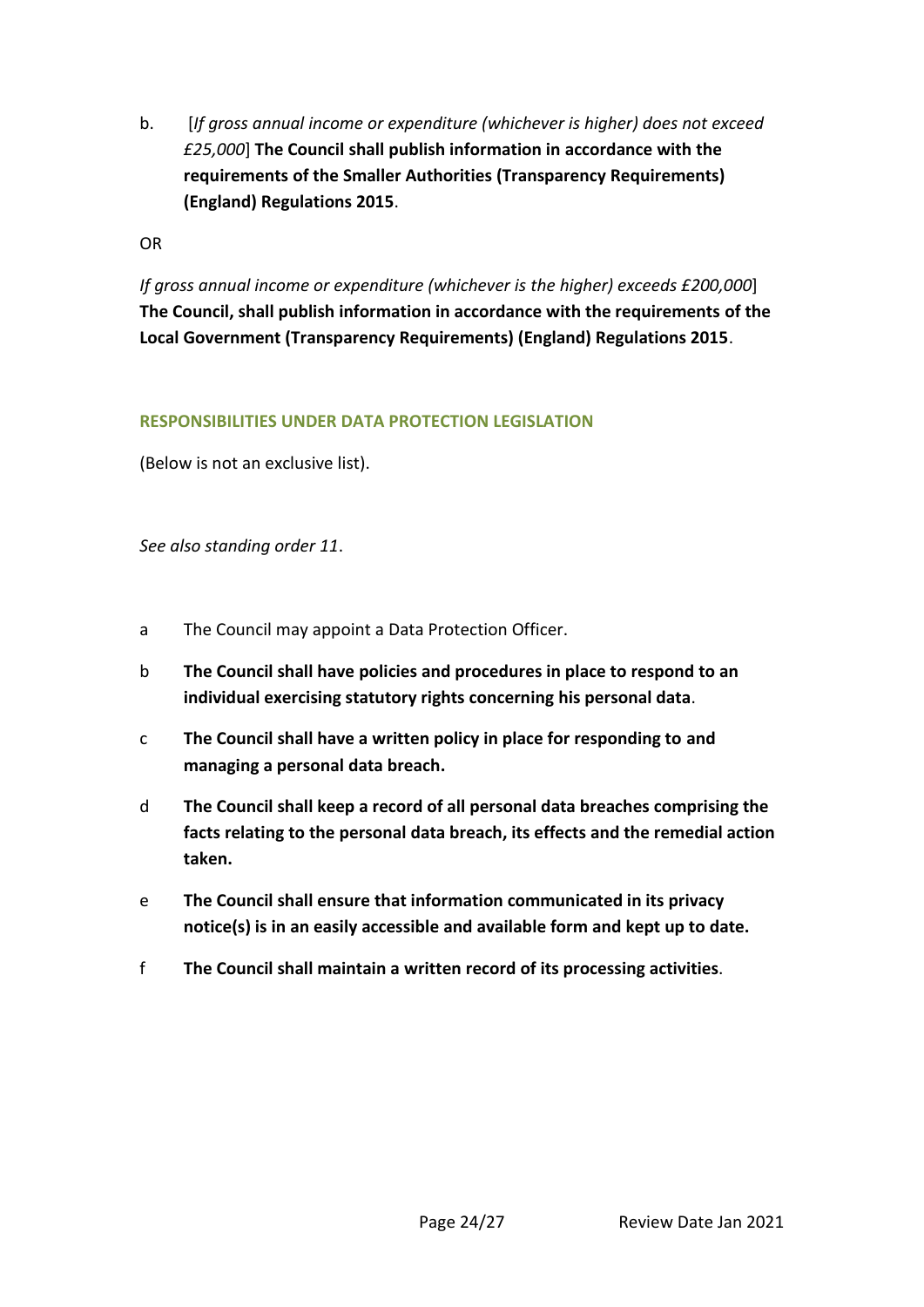b. [*If gross annual income or expenditure (whichever is higher) does not exceed £25,000*] **The Council shall publish information in accordance with the requirements of the Smaller Authorities (Transparency Requirements) (England) Regulations 2015**.

OR

*If gross annual income or expenditure (whichever is the higher) exceeds £200,000*] **The Council, shall publish information in accordance with the requirements of the Local Government (Transparency Requirements) (England) Regulations 2015**.

## RESPONSIBILITIES UNDER DATA PROTECTION LEGISLATION

(Below is not an exclusive list).

*See also standing order 11*.

a The Council may appoint a Data Protection Officer.

b **The Council shall have policies and procedures in place to respond to an individual exercising statutory rights concerning his personal data**.

c **The Council shall have a written policy in place for responding to and managing a personal data breach.**

d **The Council shall keep a record of all personal data breaches comprising the facts relating to the personal data breach, its effects and the remedial action taken.**

e **The Council shall ensure that information communicated in its privacy notice(s) is in an easily accessible and available form and kept up to date.**

f **The Council shall maintain a written record of its processing activities**.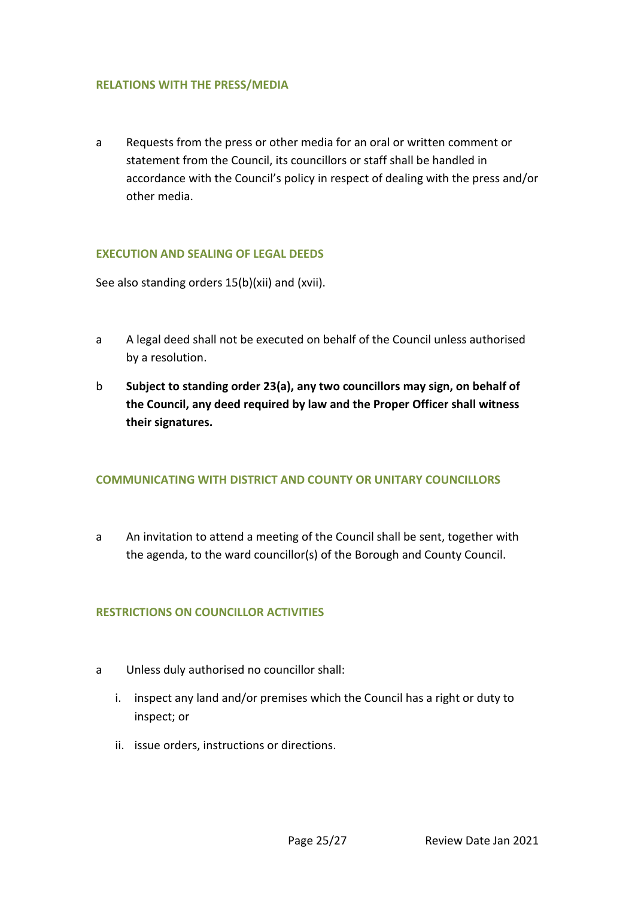## RELATIONS WITH THE PRESS/MEDIA

a Requests from the press or other media for an oral or written comment or statement from the Council, its councillors or staff shall be handled in accordance with the Council's policy in respect of dealing with the press and/or other media.

## EXECUTION AND SEALING OF LEGAL DEEDS

See also standing orders 15(b)(xii) and (xvii).

a A legal deed shall not be executed on behalf of the Council unless authorised by a resolution.

b **Subject to standing order 23(a), any two councillors may sign, on behalf of the Council, any deed required by law and the Proper Officer shall witness their signatures.**

## COMMUNICATING WITH DISTRICT AND COUNTY OR UNITARY COUNCILLORS

a An invitation to attend a meeting of the Council shall be sent, together with the agenda, to the ward councillor(s) of the Borough and County Council.

## RESTRICTIONS ON COUNCILLOR ACTIVITIES

a Unless duly authorised no councillor shall:

   i. inspect any land and/or premises which the Council has a right or duty to inspect; or

   ii. issue orders, instructions or directions.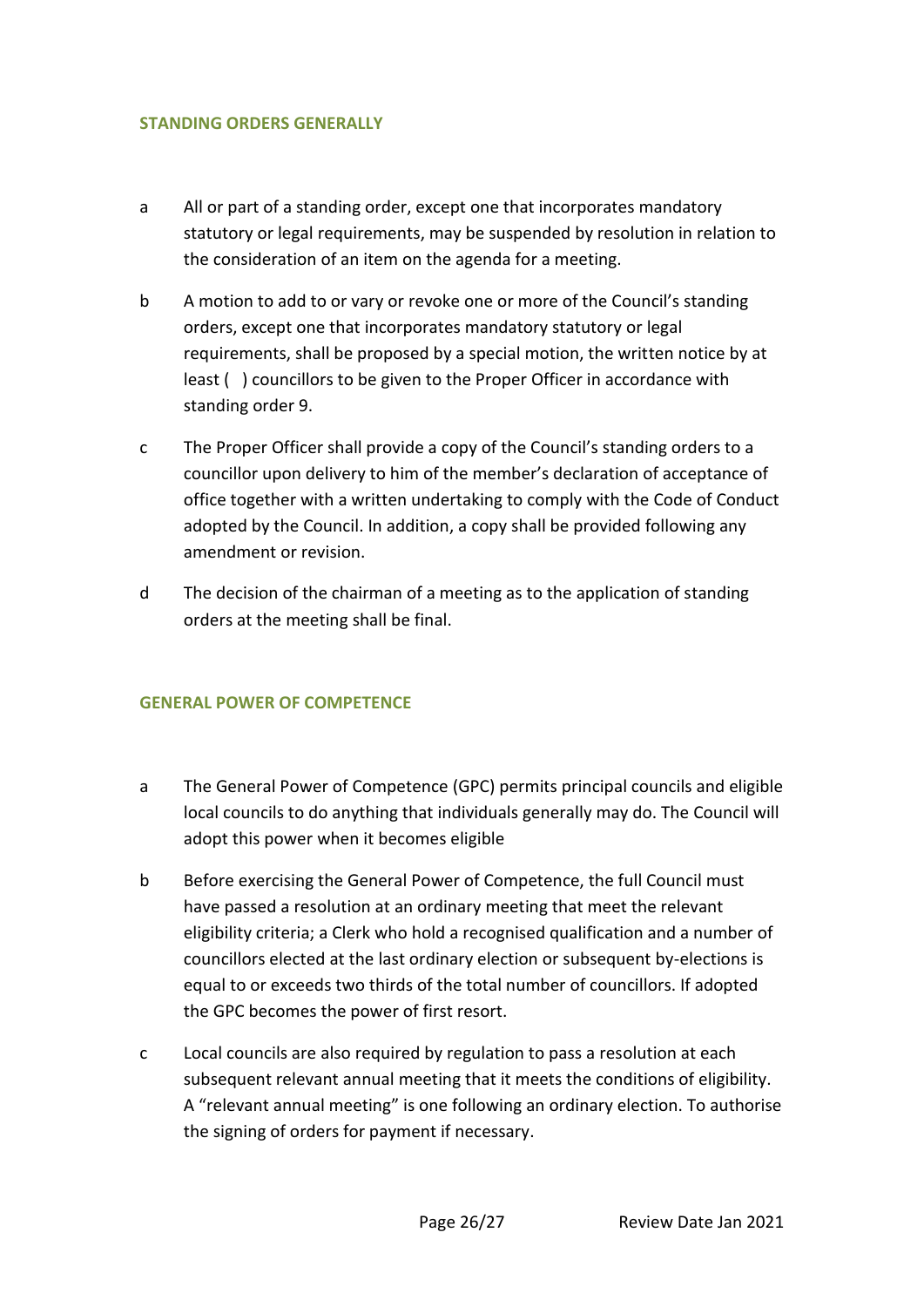## STANDING ORDERS GENERALLY

a All or part of a standing order, except one that incorporates mandatory statutory or legal requirements, may be suspended by resolution in relation to the consideration of an item on the agenda for a meeting.

b A motion to add to or vary or revoke one or more of the Council's standing orders, except one that incorporates mandatory statutory or legal requirements, shall be proposed by a special motion, the written notice by at least ( ) councillors to be given to the Proper Officer in accordance with standing order 9.

c The Proper Officer shall provide a copy of the Council's standing orders to a councillor upon delivery to him of the member's declaration of acceptance of office together with a written undertaking to comply with the Code of Conduct adopted by the Council. In addition, a copy shall be provided following any amendment or revision.

d The decision of the chairman of a meeting as to the application of standing orders at the meeting shall be final.

## GENERAL POWER OF COMPETENCE

a The General Power of Competence (GPC) permits principal councils and eligible local councils to do anything that individuals generally may do. The Council will adopt this power when it becomes eligible

b Before exercising the General Power of Competence, the full Council must have passed a resolution at an ordinary meeting that meet the relevant eligibility criteria; a Clerk who hold a recognised qualification and a number of councillors elected at the last ordinary election or subsequent by-elections is equal to or exceeds two thirds of the total number of councillors. If adopted the GPC becomes the power of first resort.

c Local councils are also required by regulation to pass a resolution at each subsequent relevant annual meeting that it meets the conditions of eligibility. A "relevant annual meeting" is one following an ordinary election. To authorise the signing of orders for payment if necessary.

Review Date Jan 2021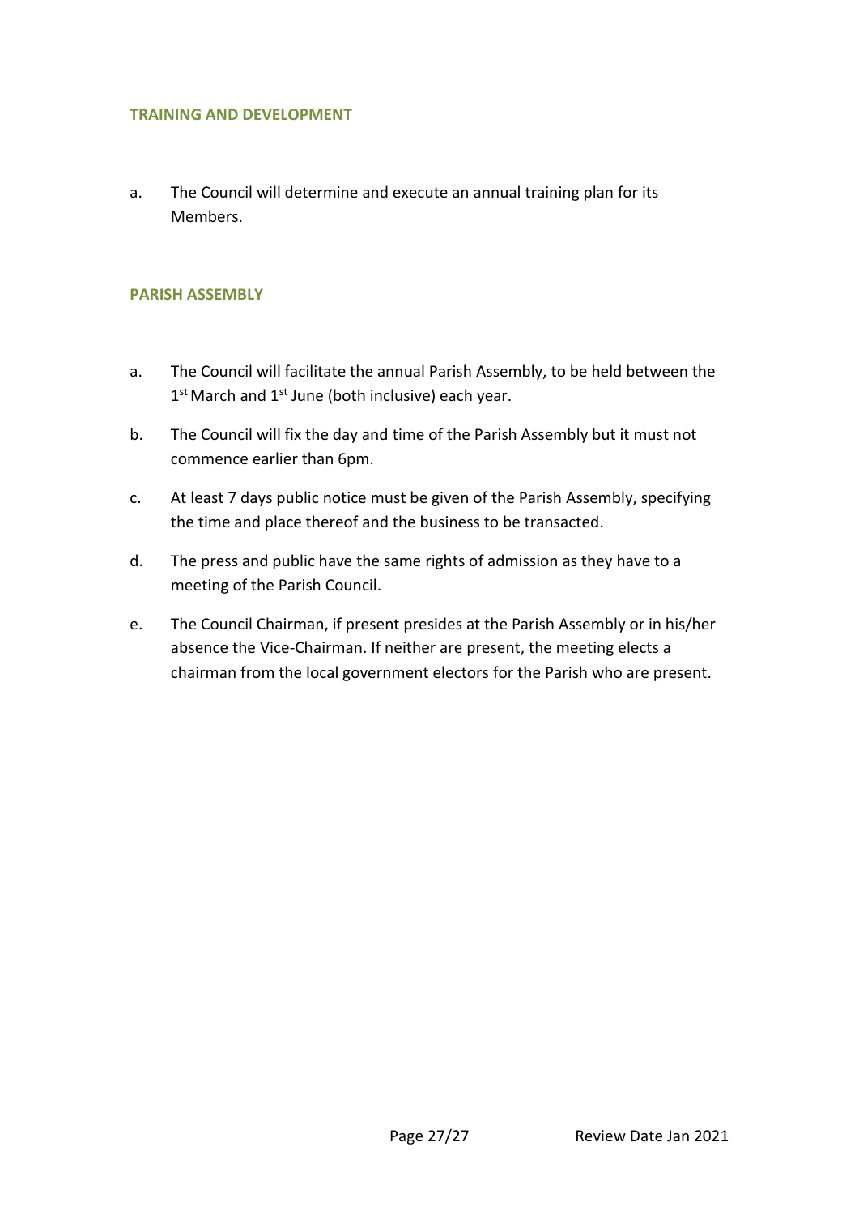## TRAINING AND DEVELOPMENT

a. The Council will determine and execute an annual training plan for its Members.

## PARISH ASSEMBLY

a. The Council will facilitate the annual Parish Assembly, to be held between the 1st March and 1st June (both inclusive) each year.

b. The Council will fix the day and time of the Parish Assembly but it must not commence earlier than 6pm.

c. At least 7 days public notice must be given of the Parish Assembly, specifying the time and place thereof and the business to be transacted.

d. The press and public have the same rights of admission as they have to a meeting of the Parish Council.

e. The Council Chairman, if present presides at the Parish Assembly or in his/her absence the Vice-Chairman. If neither are present, the meeting elects a chairman from the local government electors for the Parish who are present.

Review Date Jan 2021